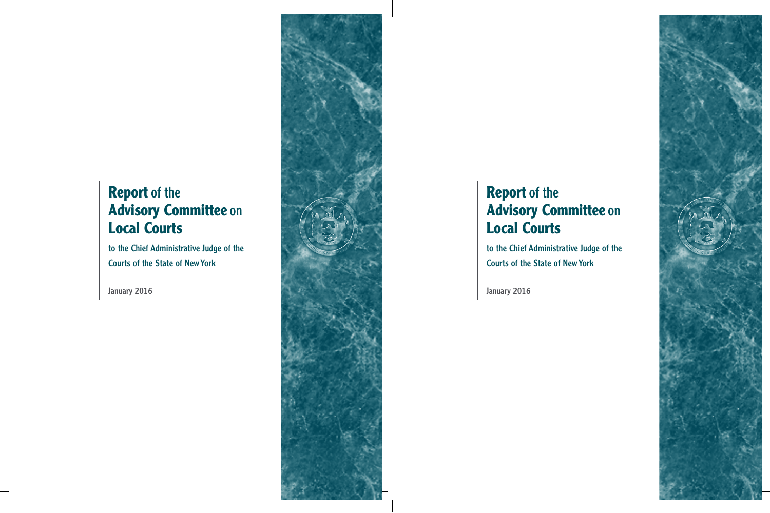# Report of the Advisory Committee on Local Courts

to the Chief Administrative Judge of the Courts of the State of New York

January 2016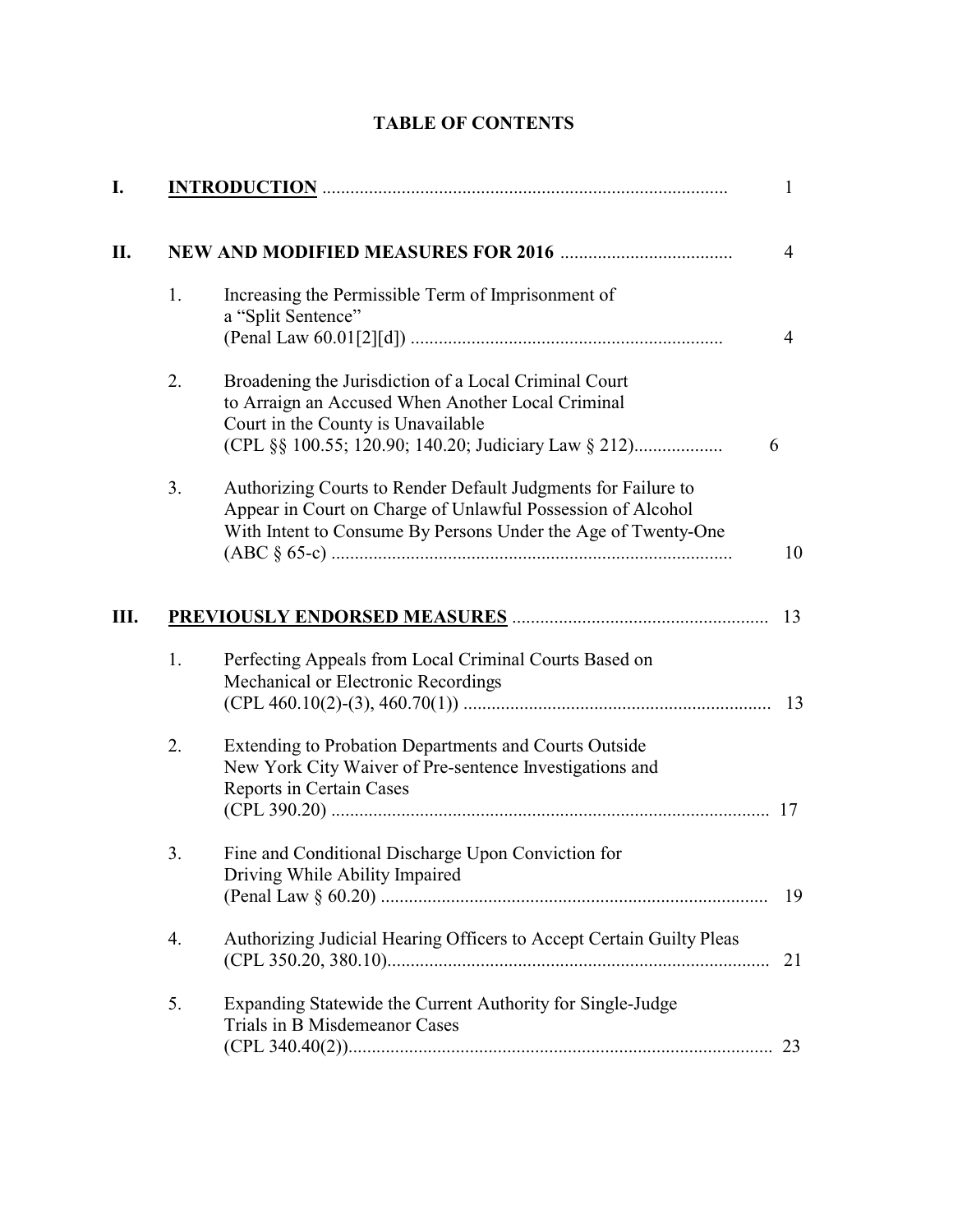# TABLE OF CONTENTS

**I. <u>INTRODUCTION</u>** ........................................................................................ 1

**II. NEW AND MODIFIED MEASURES FOR 2016** ..................................... 4

1. Increasing the Permissible Term of Imprisonment of a "Split Sentence" (Penal Law 60.01[2][d]) .................................................................... 4

2. Broadening the Jurisdiction of a Local Criminal Court to Arraign an Accused When Another Local Criminal Court in the County is Unavailable (CPL §§ 100.55; 120.90; 140.20; Judiciary Law § 212).................. 6

3. Authorizing Courts to Render Default Judgments for Failure to Appear in Court on Charge of Unlawful Possession of Alcohol With Intent to Consume By Persons Under the Age of Twenty-One (ABC § 65-c) ....................................................................................... 10

**III. <u>PREVIOUSLY ENDORSED MEASURES</u>** ....................................................... 13

1. Perfecting Appeals from Local Criminal Courts Based on Mechanical or Electronic Recordings (CPL 460.10(2)-(3), 460.70(1)) .................................................................. 13

2. Extending to Probation Departments and Courts Outside New York City Waiver of Pre-sentence Investigations and Reports in Certain Cases (CPL 390.20) ............................................................................................... 17

3. Fine and Conditional Discharge Upon Conviction for Driving While Ability Impaired (Penal Law § 60.20) .................................................................................. 19

4. Authorizing Judicial Hearing Officers to Accept Certain Guilty Pleas (CPL 350.20, 380.10)................................................................................... 21

5. Expanding Statewide the Current Authority for Single-Judge Trials in B Misdemeanor Cases (CPL 340.40(2))........................................................................................... 23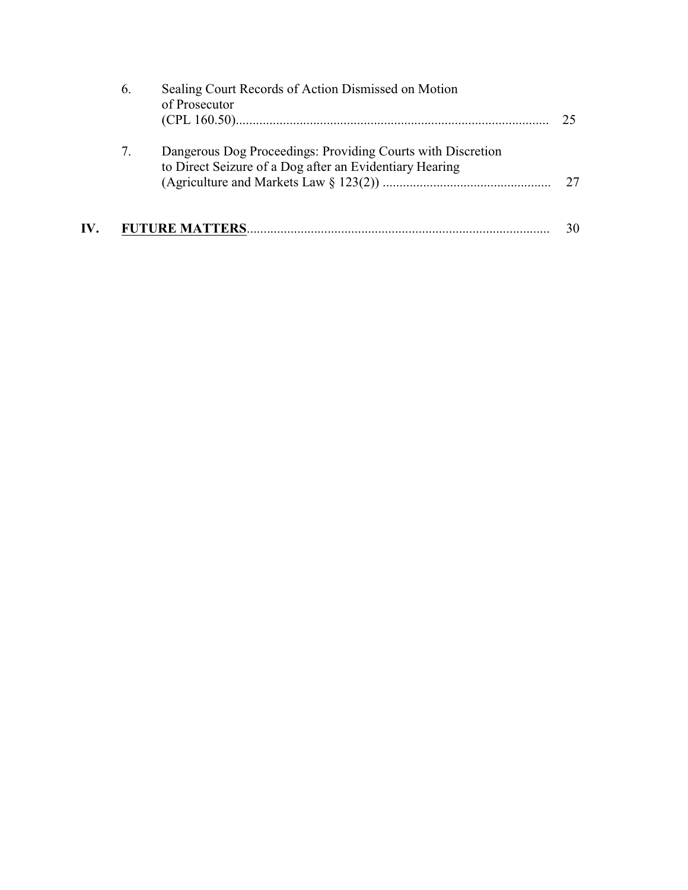6. Sealing Court Records of Action Dismissed on Motion of Prosecutor (CPL 160.50) ........ 25

7. Dangerous Dog Proceedings: Providing Courts with Discretion to Direct Seizure of a Dog after an Evidentiary Hearing (Agriculture and Markets Law § 123(2)) ........ 27

**IV. <u>FUTURE MATTERS</u>** ........ 30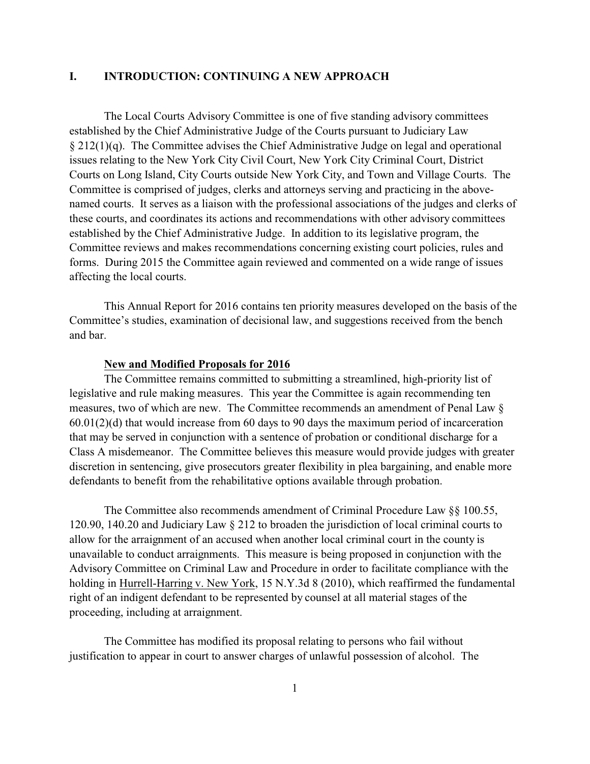# I. INTRODUCTION: CONTINUING A NEW APPROACH

The Local Courts Advisory Committee is one of five standing advisory committees established by the Chief Administrative Judge of the Courts pursuant to Judiciary Law § 212(1)(q). The Committee advises the Chief Administrative Judge on legal and operational issues relating to the New York City Civil Court, New York City Criminal Court, District Courts on Long Island, City Courts outside New York City, and Town and Village Courts. The Committee is comprised of judges, clerks and attorneys serving and practicing in the above-named courts. It serves as a liaison with the professional associations of the judges and clerks of these courts, and coordinates its actions and recommendations with other advisory committees established by the Chief Administrative Judge. In addition to its legislative program, the Committee reviews and makes recommendations concerning existing court policies, rules and forms. During 2015 the Committee again reviewed and commented on a wide range of issues affecting the local courts.

This Annual Report for 2016 contains ten priority measures developed on the basis of the Committee's studies, examination of decisional law, and suggestions received from the bench and bar.

**New and Modified Proposals for 2016**

The Committee remains committed to submitting a streamlined, high-priority list of legislative and rule making measures. This year the Committee is again recommending ten measures, two of which are new. The Committee recommends an amendment of Penal Law § 60.01(2)(d) that would increase from 60 days to 90 days the maximum period of incarceration that may be served in conjunction with a sentence of probation or conditional discharge for a Class A misdemeanor. The Committee believes this measure would provide judges with greater discretion in sentencing, give prosecutors greater flexibility in plea bargaining, and enable more defendants to benefit from the rehabilitative options available through probation.

The Committee also recommends amendment of Criminal Procedure Law §§ 100.55, 120.90, 140.20 and Judiciary Law § 212 to broaden the jurisdiction of local criminal courts to allow for the arraignment of an accused when another local criminal court in the county is unavailable to conduct arraignments. This measure is being proposed in conjunction with the Advisory Committee on Criminal Law and Procedure in order to facilitate compliance with the holding in Hurrell-Harring v. New York, 15 N.Y.3d 8 (2010), which reaffirmed the fundamental right of an indigent defendant to be represented by counsel at all material stages of the proceeding, including at arraignment.

The Committee has modified its proposal relating to persons who fail without justification to appear in court to answer charges of unlawful possession of alcohol. The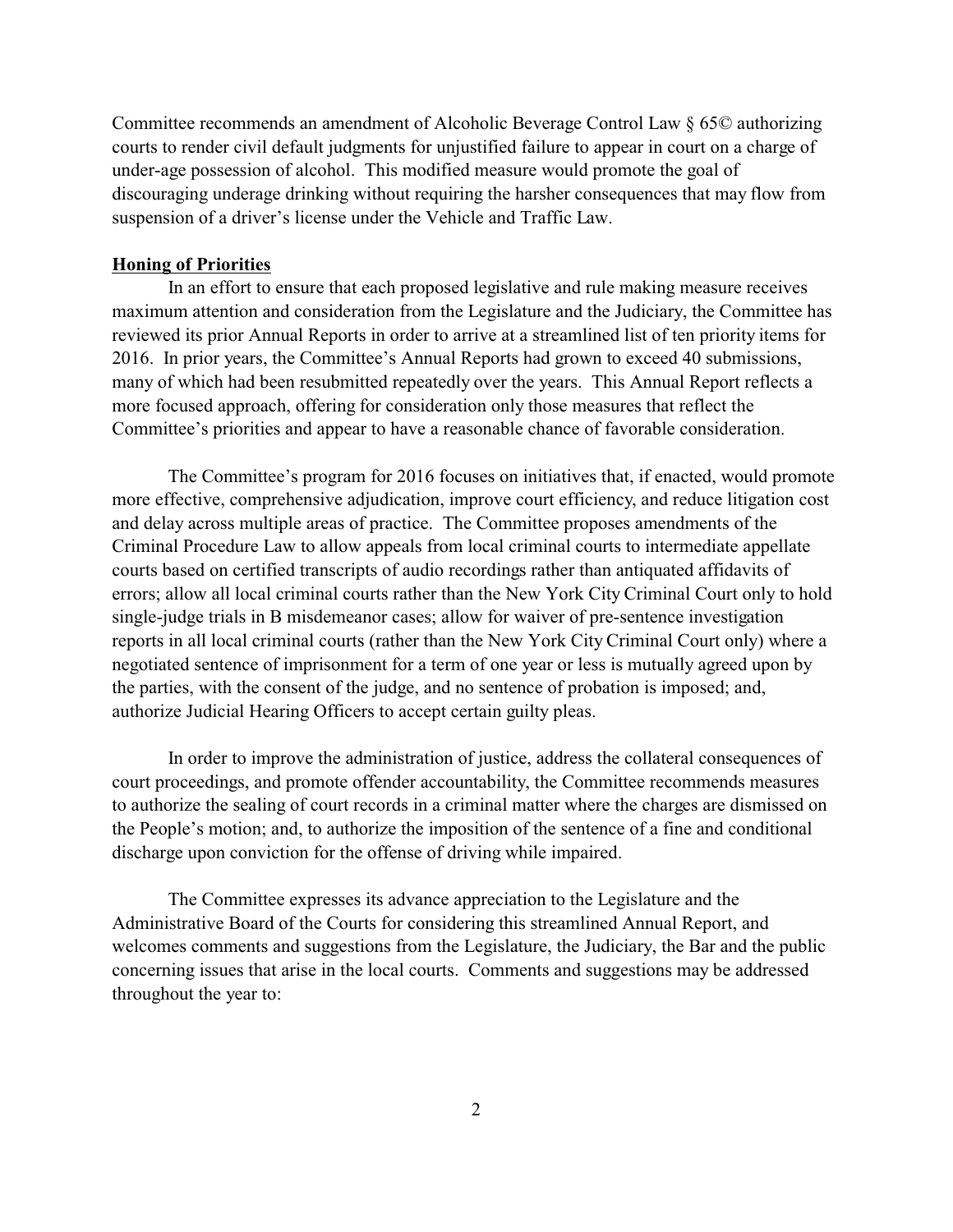Committee recommends an amendment of Alcoholic Beverage Control Law § 65© authorizing courts to render civil default judgments for unjustified failure to appear in court on a charge of under-age possession of alcohol. This modified measure would promote the goal of discouraging underage drinking without requiring the harsher consequences that may flow from suspension of a driver's license under the Vehicle and Traffic Law.

**Honing of Priorities**

In an effort to ensure that each proposed legislative and rule making measure receives maximum attention and consideration from the Legislature and the Judiciary, the Committee has reviewed its prior Annual Reports in order to arrive at a streamlined list of ten priority items for 2016. In prior years, the Committee's Annual Reports had grown to exceed 40 submissions, many of which had been resubmitted repeatedly over the years. This Annual Report reflects a more focused approach, offering for consideration only those measures that reflect the Committee's priorities and appear to have a reasonable chance of favorable consideration.

The Committee's program for 2016 focuses on initiatives that, if enacted, would promote more effective, comprehensive adjudication, improve court efficiency, and reduce litigation cost and delay across multiple areas of practice. The Committee proposes amendments of the Criminal Procedure Law to allow appeals from local criminal courts to intermediate appellate courts based on certified transcripts of audio recordings rather than antiquated affidavits of errors; allow all local criminal courts rather than the New York City Criminal Court only to hold single-judge trials in B misdemeanor cases; allow for waiver of pre-sentence investigation reports in all local criminal courts (rather than the New York City Criminal Court only) where a negotiated sentence of imprisonment for a term of one year or less is mutually agreed upon by the parties, with the consent of the judge, and no sentence of probation is imposed; and, authorize Judicial Hearing Officers to accept certain guilty pleas.

In order to improve the administration of justice, address the collateral consequences of court proceedings, and promote offender accountability, the Committee recommends measures to authorize the sealing of court records in a criminal matter where the charges are dismissed on the People's motion; and, to authorize the imposition of the sentence of a fine and conditional discharge upon conviction for the offense of driving while impaired.

The Committee expresses its advance appreciation to the Legislature and the Administrative Board of the Courts for considering this streamlined Annual Report, and welcomes comments and suggestions from the Legislature, the Judiciary, the Bar and the public concerning issues that arise in the local courts. Comments and suggestions may be addressed throughout the year to: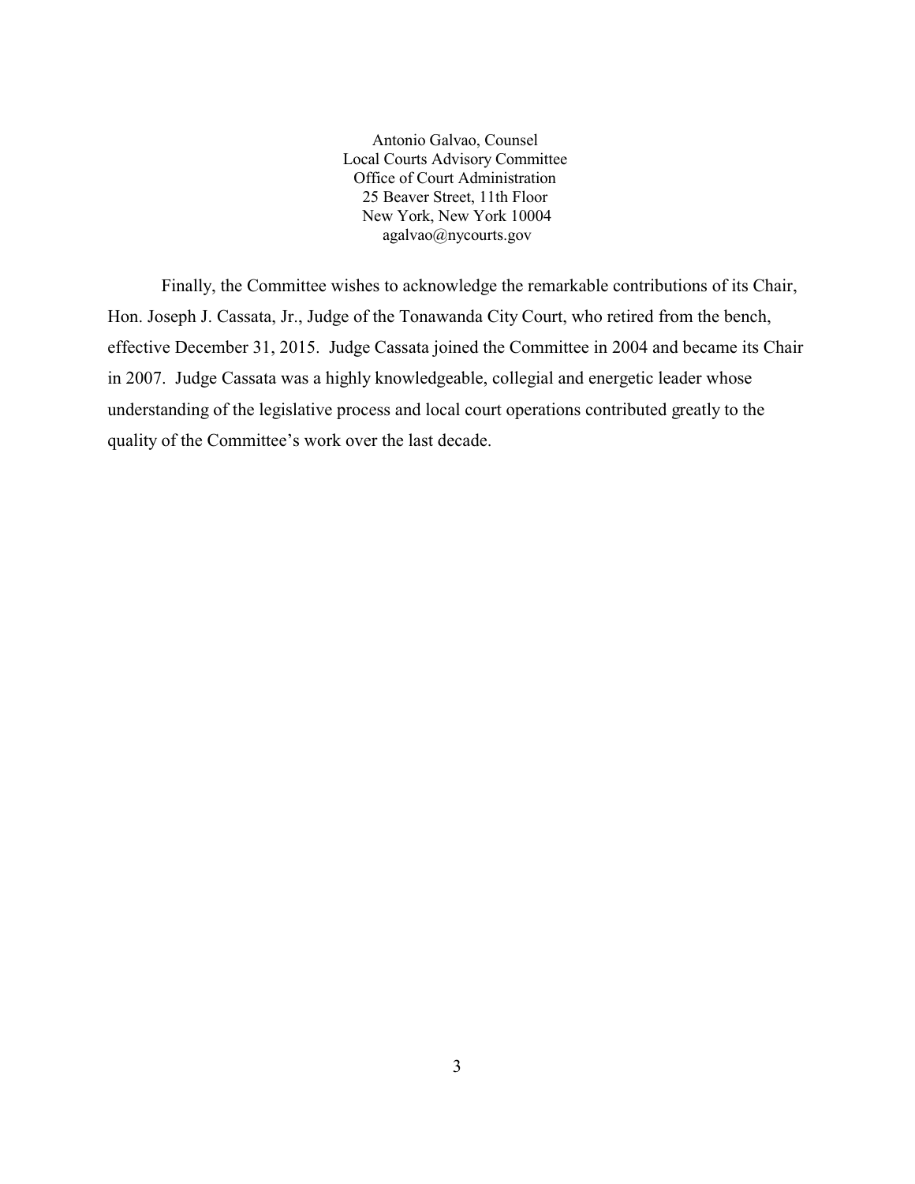Antonio Galvao, Counsel
Local Courts Advisory Committee
Office of Court Administration
25 Beaver Street, 11th Floor
New York, New York 10004
agalvao@nycourts.gov

Finally, the Committee wishes to acknowledge the remarkable contributions of its Chair, Hon. Joseph J. Cassata, Jr., Judge of the Tonawanda City Court, who retired from the bench, effective December 31, 2015. Judge Cassata joined the Committee in 2004 and became its Chair in 2007. Judge Cassata was a highly knowledgeable, collegial and energetic leader whose understanding of the legislative process and local court operations contributed greatly to the quality of the Committee's work over the last decade.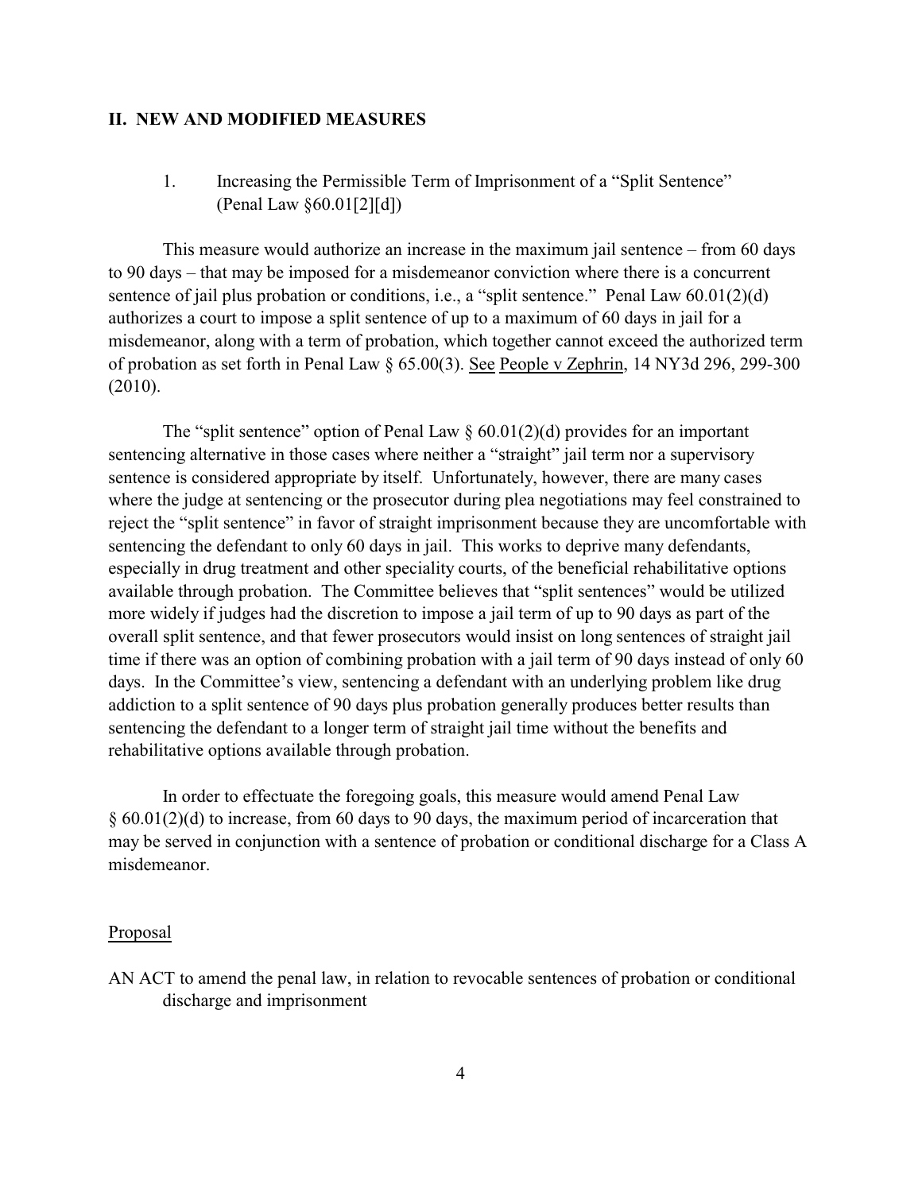## II. NEW AND MODIFIED MEASURES

### 1. Increasing the Permissible Term of Imprisonment of a "Split Sentence" (Penal Law §60.01[2][d])

This measure would authorize an increase in the maximum jail sentence – from 60 days to 90 days – that may be imposed for a misdemeanor conviction where there is a concurrent sentence of jail plus probation or conditions, i.e., a "split sentence." Penal Law 60.01(2)(d) authorizes a court to impose a split sentence of up to a maximum of 60 days in jail for a misdemeanor, along with a term of probation, which together cannot exceed the authorized term of probation as set forth in Penal Law § 65.00(3). See People v Zephrin, 14 NY3d 296, 299-300 (2010).

The "split sentence" option of Penal Law § 60.01(2)(d) provides for an important sentencing alternative in those cases where neither a "straight" jail term nor a supervisory sentence is considered appropriate by itself. Unfortunately, however, there are many cases where the judge at sentencing or the prosecutor during plea negotiations may feel constrained to reject the "split sentence" in favor of straight imprisonment because they are uncomfortable with sentencing the defendant to only 60 days in jail. This works to deprive many defendants, especially in drug treatment and other speciality courts, of the beneficial rehabilitative options available through probation. The Committee believes that "split sentences" would be utilized more widely if judges had the discretion to impose a jail term of up to 90 days as part of the overall split sentence, and that fewer prosecutors would insist on long sentences of straight jail time if there was an option of combining probation with a jail term of 90 days instead of only 60 days. In the Committee's view, sentencing a defendant with an underlying problem like drug addiction to a split sentence of 90 days plus probation generally produces better results than sentencing the defendant to a longer term of straight jail time without the benefits and rehabilitative options available through probation.

In order to effectuate the foregoing goals, this measure would amend Penal Law § 60.01(2)(d) to increase, from 60 days to 90 days, the maximum period of incarceration that may be served in conjunction with a sentence of probation or conditional discharge for a Class A misdemeanor.

Proposal

AN ACT to amend the penal law, in relation to revocable sentences of probation or conditional discharge and imprisonment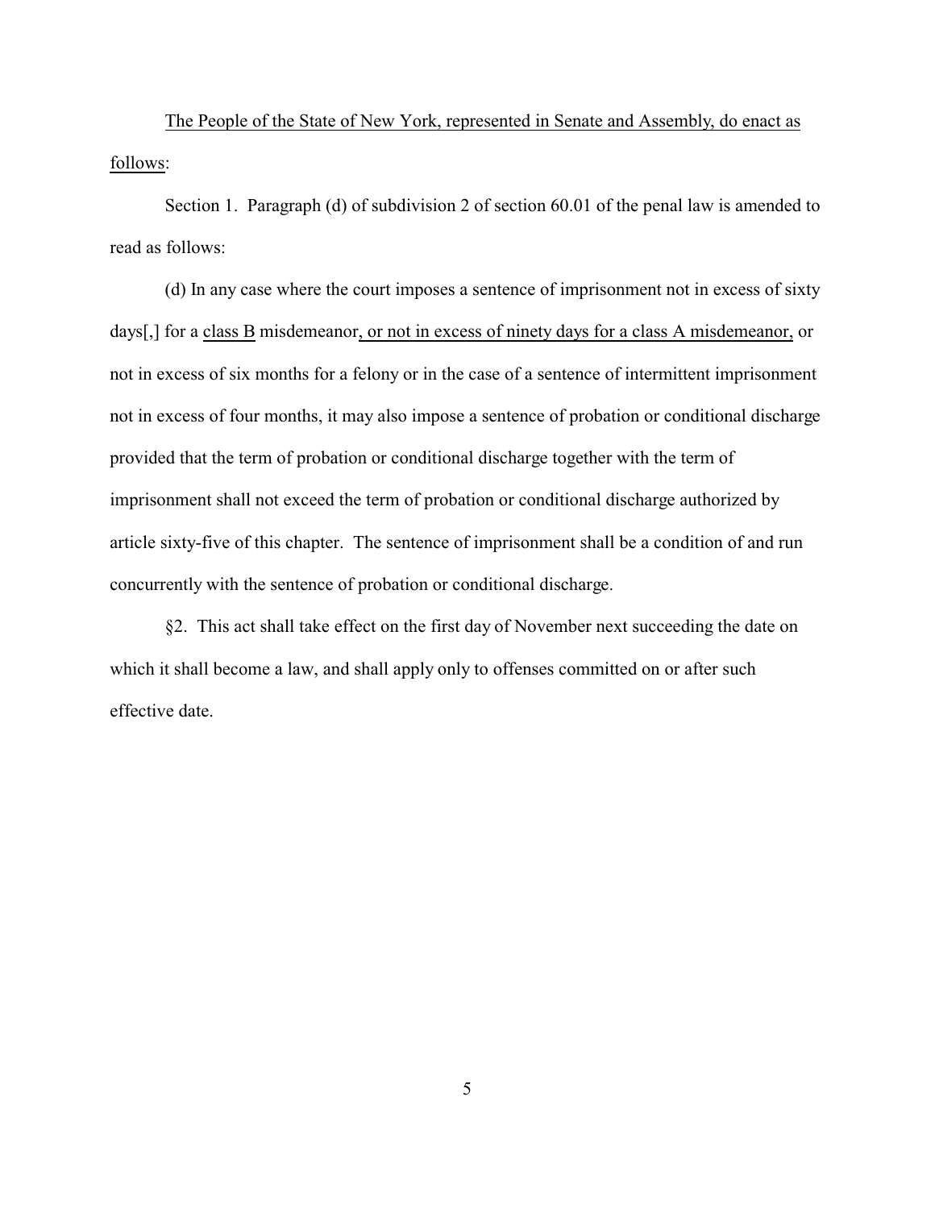The People of the State of New York, represented in Senate and Assembly, do enact as follows:

Section 1. Paragraph (d) of subdivision 2 of section 60.01 of the penal law is amended to read as follows:

(d) In any case where the court imposes a sentence of imprisonment not in excess of sixty days[,] for a class B misdemeanor, or not in excess of ninety days for a class A misdemeanor, or not in excess of six months for a felony or in the case of a sentence of intermittent imprisonment not in excess of four months, it may also impose a sentence of probation or conditional discharge provided that the term of probation or conditional discharge together with the term of imprisonment shall not exceed the term of probation or conditional discharge authorized by article sixty-five of this chapter. The sentence of imprisonment shall be a condition of and run concurrently with the sentence of probation or conditional discharge.

§2. This act shall take effect on the first day of November next succeeding the date on which it shall become a law, and shall apply only to offenses committed on or after such effective date.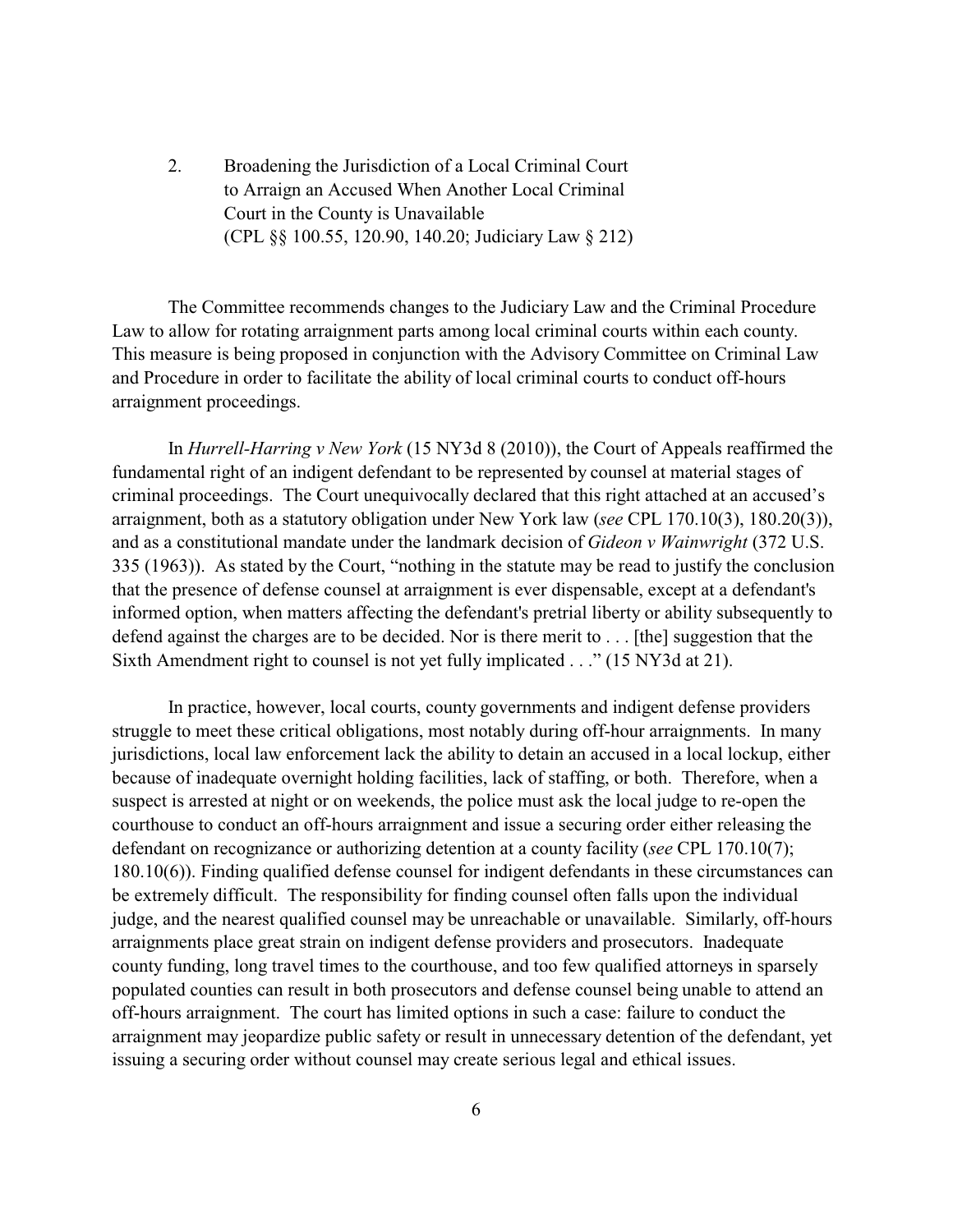## 2. Broadening the Jurisdiction of a Local Criminal Court to Arraign an Accused When Another Local Criminal Court in the County is Unavailable (CPL §§ 100.55, 120.90, 140.20; Judiciary Law § 212)

The Committee recommends changes to the Judiciary Law and the Criminal Procedure Law to allow for rotating arraignment parts among local criminal courts within each county. This measure is being proposed in conjunction with the Advisory Committee on Criminal Law and Procedure in order to facilitate the ability of local criminal courts to conduct off-hours arraignment proceedings.

In *Hurrell-Harring v New York* (15 NY3d 8 (2010)), the Court of Appeals reaffirmed the fundamental right of an indigent defendant to be represented by counsel at material stages of criminal proceedings. The Court unequivocally declared that this right attached at an accused's arraignment, both as a statutory obligation under New York law (*see* CPL 170.10(3), 180.20(3)), and as a constitutional mandate under the landmark decision of *Gideon v Wainwright* (372 U.S. 335 (1963)). As stated by the Court, "nothing in the statute may be read to justify the conclusion that the presence of defense counsel at arraignment is ever dispensable, except at a defendant's informed option, when matters affecting the defendant's pretrial liberty or ability subsequently to defend against the charges are to be decided. Nor is there merit to . . . [the] suggestion that the Sixth Amendment right to counsel is not yet fully implicated . . ." (15 NY3d at 21).

In practice, however, local courts, county governments and indigent defense providers struggle to meet these critical obligations, most notably during off-hour arraignments. In many jurisdictions, local law enforcement lack the ability to detain an accused in a local lockup, either because of inadequate overnight holding facilities, lack of staffing, or both. Therefore, when a suspect is arrested at night or on weekends, the police must ask the local judge to re-open the courthouse to conduct an off-hours arraignment and issue a securing order either releasing the defendant on recognizance or authorizing detention at a county facility (*see* CPL 170.10(7); 180.10(6)). Finding qualified defense counsel for indigent defendants in these circumstances can be extremely difficult. The responsibility for finding counsel often falls upon the individual judge, and the nearest qualified counsel may be unreachable or unavailable. Similarly, off-hours arraignments place great strain on indigent defense providers and prosecutors. Inadequate county funding, long travel times to the courthouse, and too few qualified attorneys in sparsely populated counties can result in both prosecutors and defense counsel being unable to attend an off-hours arraignment. The court has limited options in such a case: failure to conduct the arraignment may jeopardize public safety or result in unnecessary detention of the defendant, yet issuing a securing order without counsel may create serious legal and ethical issues.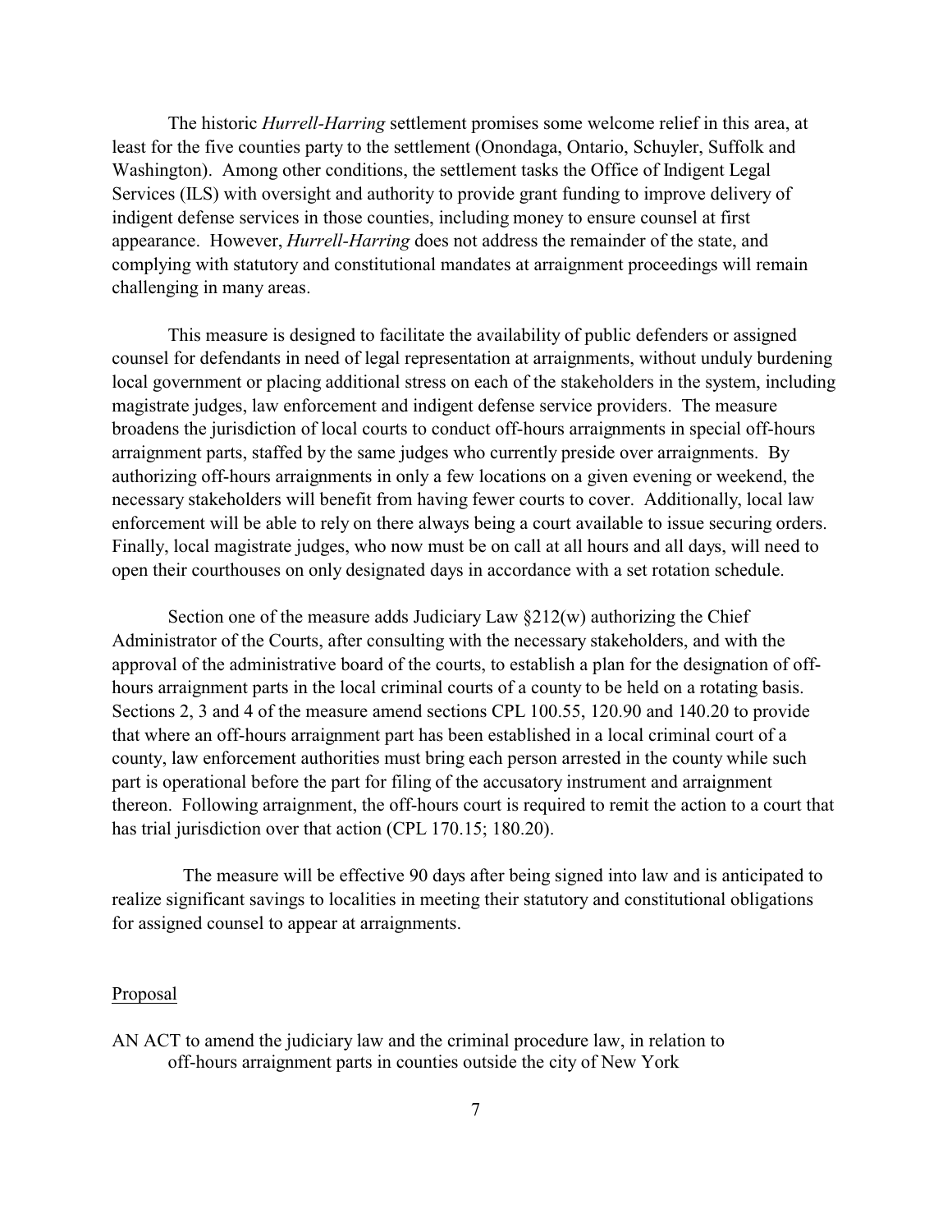The historic *Hurrell-Harring* settlement promises some welcome relief in this area, at least for the five counties party to the settlement (Onondaga, Ontario, Schuyler, Suffolk and Washington). Among other conditions, the settlement tasks the Office of Indigent Legal Services (ILS) with oversight and authority to provide grant funding to improve delivery of indigent defense services in those counties, including money to ensure counsel at first appearance. However, *Hurrell-Harring* does not address the remainder of the state, and complying with statutory and constitutional mandates at arraignment proceedings will remain challenging in many areas.

This measure is designed to facilitate the availability of public defenders or assigned counsel for defendants in need of legal representation at arraignments, without unduly burdening local government or placing additional stress on each of the stakeholders in the system, including magistrate judges, law enforcement and indigent defense service providers. The measure broadens the jurisdiction of local courts to conduct off-hours arraignments in special off-hours arraignment parts, staffed by the same judges who currently preside over arraignments. By authorizing off-hours arraignments in only a few locations on a given evening or weekend, the necessary stakeholders will benefit from having fewer courts to cover. Additionally, local law enforcement will be able to rely on there always being a court available to issue securing orders. Finally, local magistrate judges, who now must be on call at all hours and all days, will need to open their courthouses on only designated days in accordance with a set rotation schedule.

Section one of the measure adds Judiciary Law §212(w) authorizing the Chief Administrator of the Courts, after consulting with the necessary stakeholders, and with the approval of the administrative board of the courts, to establish a plan for the designation of off-hours arraignment parts in the local criminal courts of a county to be held on a rotating basis. Sections 2, 3 and 4 of the measure amend sections CPL 100.55, 120.90 and 140.20 to provide that where an off-hours arraignment part has been established in a local criminal court of a county, law enforcement authorities must bring each person arrested in the county while such part is operational before the part for filing of the accusatory instrument and arraignment thereon. Following arraignment, the off-hours court is required to remit the action to a court that has trial jurisdiction over that action (CPL 170.15; 180.20).

The measure will be effective 90 days after being signed into law and is anticipated to realize significant savings to localities in meeting their statutory and constitutional obligations for assigned counsel to appear at arraignments.

Proposal

AN ACT to amend the judiciary law and the criminal procedure law, in relation to off-hours arraignment parts in counties outside the city of New York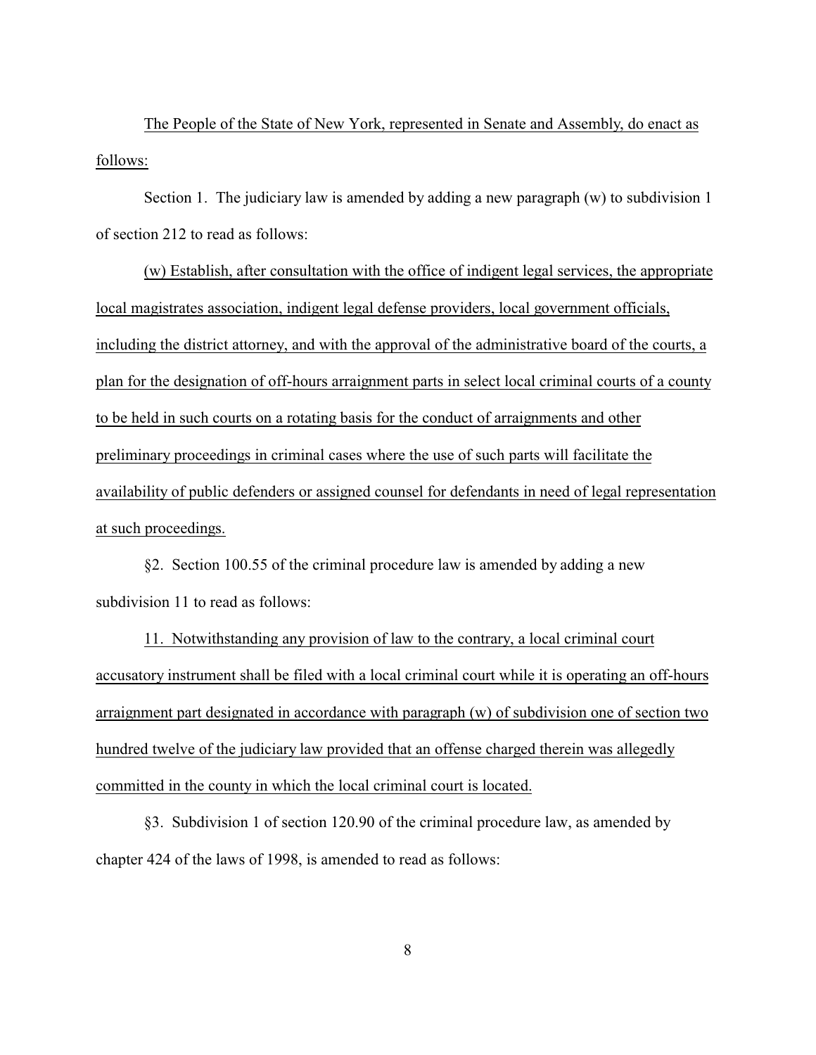The People of the State of New York, represented in Senate and Assembly, do enact as follows:

Section 1. The judiciary law is amended by adding a new paragraph (w) to subdivision 1 of section 212 to read as follows:

(w) Establish, after consultation with the office of indigent legal services, the appropriate local magistrates association, indigent legal defense providers, local government officials, including the district attorney, and with the approval of the administrative board of the courts, a plan for the designation of off-hours arraignment parts in select local criminal courts of a county to be held in such courts on a rotating basis for the conduct of arraignments and other preliminary proceedings in criminal cases where the use of such parts will facilitate the availability of public defenders or assigned counsel for defendants in need of legal representation at such proceedings.

§2. Section 100.55 of the criminal procedure law is amended by adding a new subdivision 11 to read as follows:

11. Notwithstanding any provision of law to the contrary, a local criminal court accusatory instrument shall be filed with a local criminal court while it is operating an off-hours arraignment part designated in accordance with paragraph (w) of subdivision one of section two hundred twelve of the judiciary law provided that an offense charged therein was allegedly committed in the county in which the local criminal court is located.

§3. Subdivision 1 of section 120.90 of the criminal procedure law, as amended by chapter 424 of the laws of 1998, is amended to read as follows: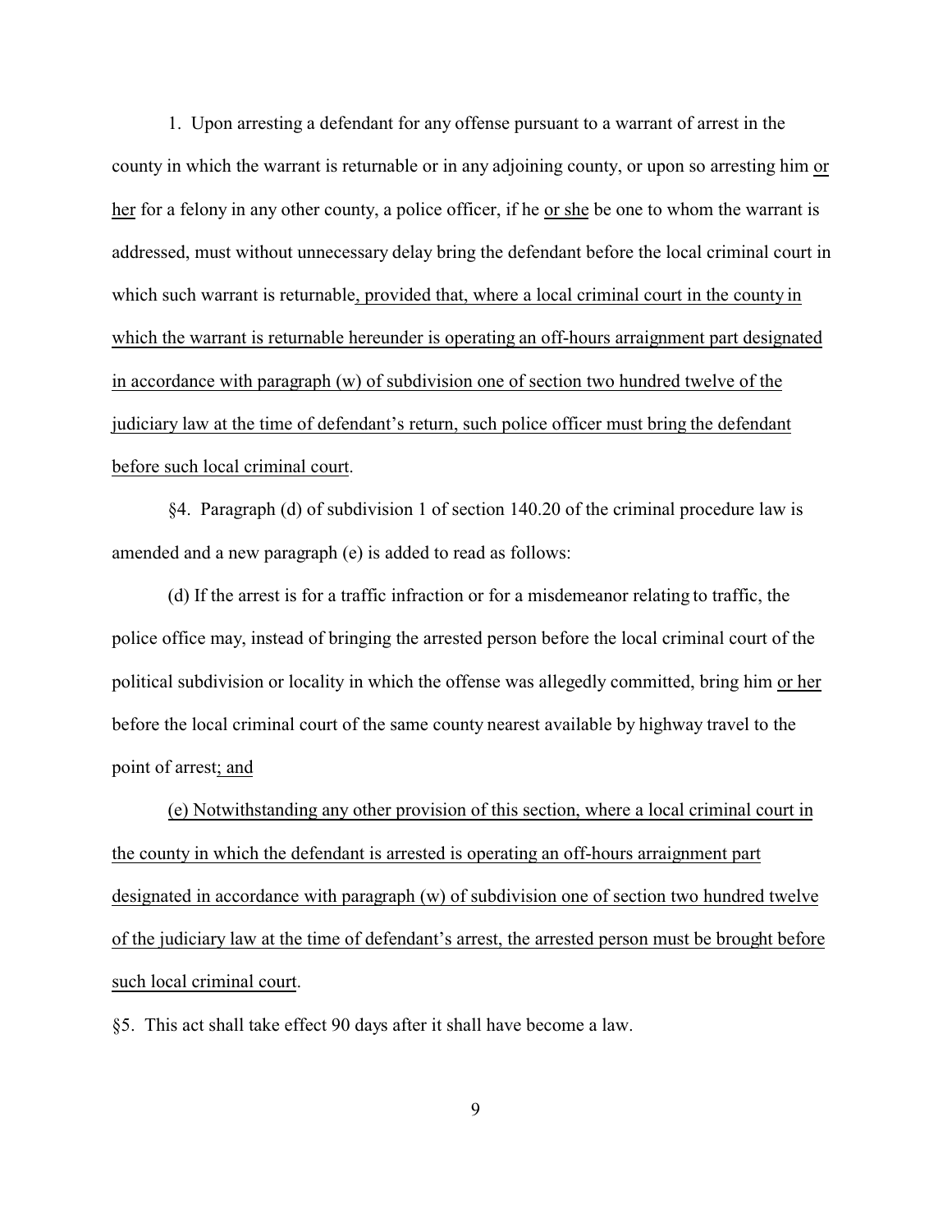1. Upon arresting a defendant for any offense pursuant to a warrant of arrest in the county in which the warrant is returnable or in any adjoining county, or upon so arresting him <u>or her</u> for a felony in any other county, a police officer, if he <u>or she</u> be one to whom the warrant is addressed, must without unnecessary delay bring the defendant before the local criminal court in which such warrant is returnable<u>, provided that, where a local criminal court in the county in which the warrant is returnable hereunder is operating an off-hours arraignment part designated in accordance with paragraph (w) of subdivision one of section two hundred twelve of the judiciary law at the time of defendant's return, such police officer must bring the defendant before such local criminal court</u>.

§4. Paragraph (d) of subdivision 1 of section 140.20 of the criminal procedure law is amended and a new paragraph (e) is added to read as follows:

(d) If the arrest is for a traffic infraction or for a misdemeanor relating to traffic, the police office may, instead of bringing the arrested person before the local criminal court of the political subdivision or locality in which the offense was allegedly committed, bring him <u>or her</u> before the local criminal court of the same county nearest available by highway travel to the point of arrest<u>; and</u>

<u>(e) Notwithstanding any other provision of this section, where a local criminal court in the county in which the defendant is arrested is operating an off-hours arraignment part designated in accordance with paragraph (w) of subdivision one of section two hundred twelve of the judiciary law at the time of defendant's arrest, the arrested person must be brought before such local criminal court</u>.

§5. This act shall take effect 90 days after it shall have become a law.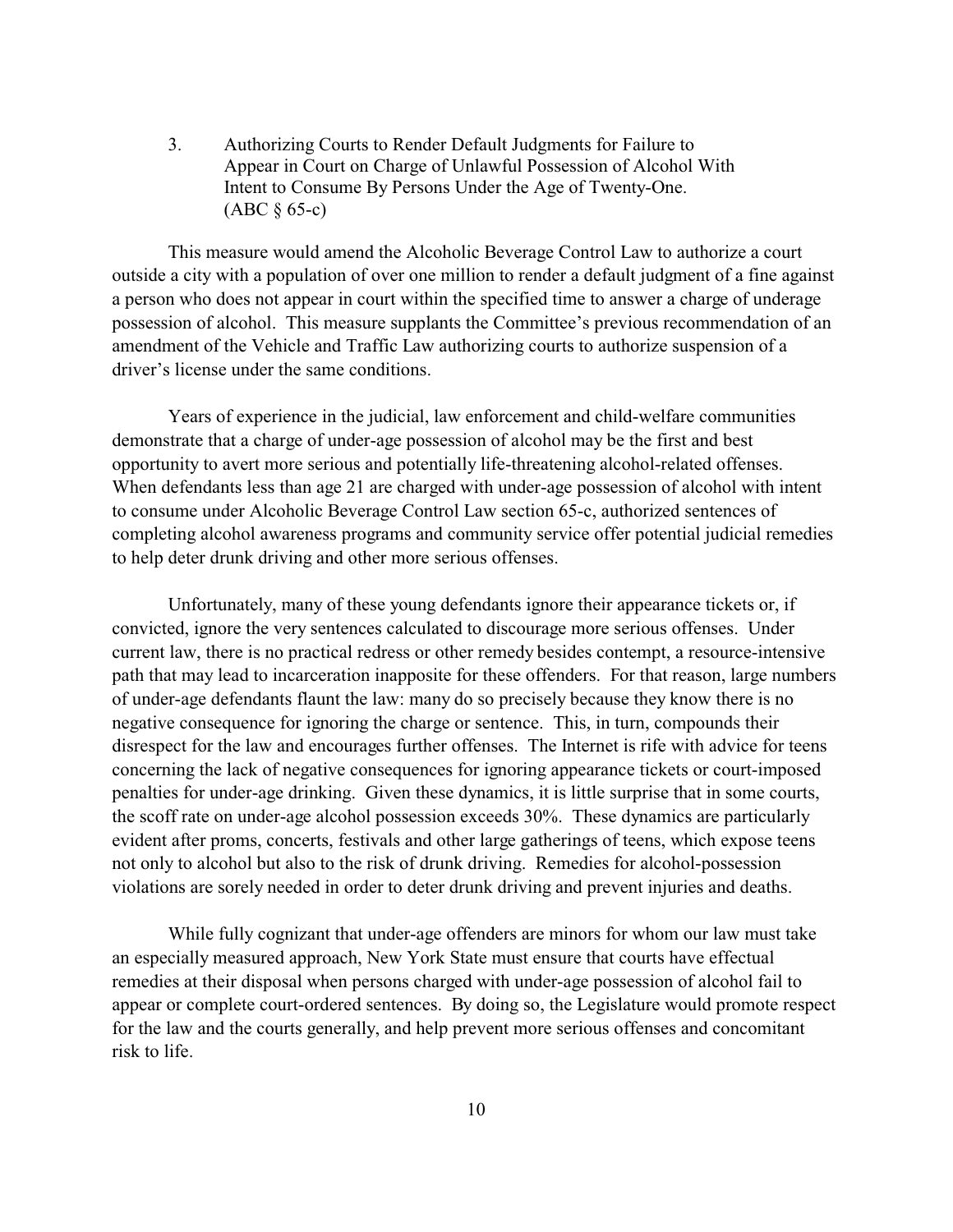3. Authorizing Courts to Render Default Judgments for Failure to Appear in Court on Charge of Unlawful Possession of Alcohol With Intent to Consume By Persons Under the Age of Twenty-One. (ABC § 65-c)

This measure would amend the Alcoholic Beverage Control Law to authorize a court outside a city with a population of over one million to render a default judgment of a fine against a person who does not appear in court within the specified time to answer a charge of underage possession of alcohol. This measure supplants the Committee's previous recommendation of an amendment of the Vehicle and Traffic Law authorizing courts to authorize suspension of a driver's license under the same conditions.

Years of experience in the judicial, law enforcement and child-welfare communities demonstrate that a charge of under-age possession of alcohol may be the first and best opportunity to avert more serious and potentially life-threatening alcohol-related offenses. When defendants less than age 21 are charged with under-age possession of alcohol with intent to consume under Alcoholic Beverage Control Law section 65-c, authorized sentences of completing alcohol awareness programs and community service offer potential judicial remedies to help deter drunk driving and other more serious offenses.

Unfortunately, many of these young defendants ignore their appearance tickets or, if convicted, ignore the very sentences calculated to discourage more serious offenses. Under current law, there is no practical redress or other remedy besides contempt, a resource-intensive path that may lead to incarceration inapposite for these offenders. For that reason, large numbers of under-age defendants flaunt the law: many do so precisely because they know there is no negative consequence for ignoring the charge or sentence. This, in turn, compounds their disrespect for the law and encourages further offenses. The Internet is rife with advice for teens concerning the lack of negative consequences for ignoring appearance tickets or court-imposed penalties for under-age drinking. Given these dynamics, it is little surprise that in some courts, the scoff rate on under-age alcohol possession exceeds 30%. These dynamics are particularly evident after proms, concerts, festivals and other large gatherings of teens, which expose teens not only to alcohol but also to the risk of drunk driving. Remedies for alcohol-possession violations are sorely needed in order to deter drunk driving and prevent injuries and deaths.

While fully cognizant that under-age offenders are minors for whom our law must take an especially measured approach, New York State must ensure that courts have effectual remedies at their disposal when persons charged with under-age possession of alcohol fail to appear or complete court-ordered sentences. By doing so, the Legislature would promote respect for the law and the courts generally, and help prevent more serious offenses and concomitant risk to life.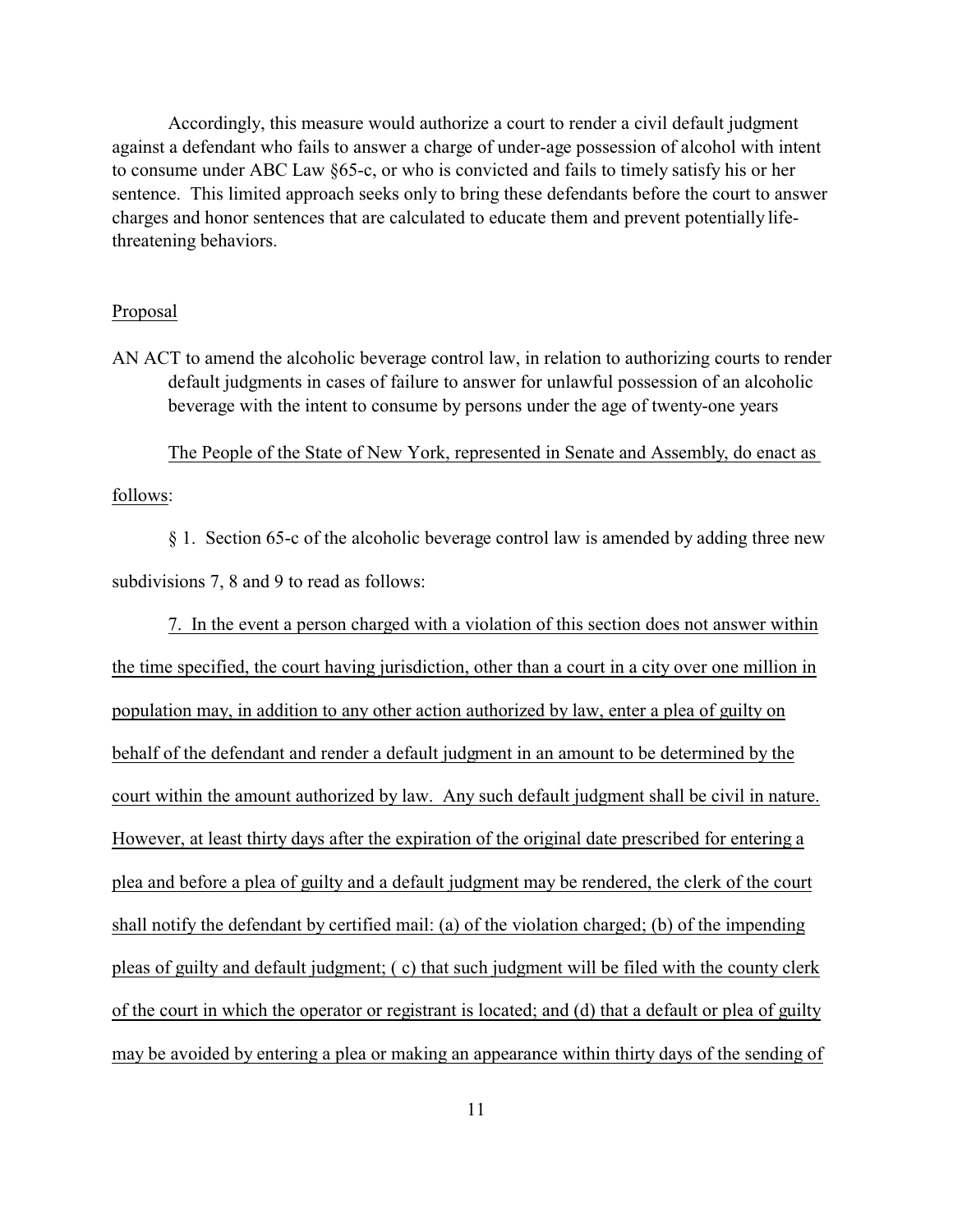Accordingly, this measure would authorize a court to render a civil default judgment against a defendant who fails to answer a charge of under-age possession of alcohol with intent to consume under ABC Law §65-c, or who is convicted and fails to timely satisfy his or her sentence. This limited approach seeks only to bring these defendants before the court to answer charges and honor sentences that are calculated to educate them and prevent potentially life-threatening behaviors.

<u>Proposal</u>

AN ACT to amend the alcoholic beverage control law, in relation to authorizing courts to render default judgments in cases of failure to answer for unlawful possession of an alcoholic beverage with the intent to consume by persons under the age of twenty-one years

<u>The People of the State of New York, represented in Senate and Assembly, do enact as follows</u>:

§ 1. Section 65-c of the alcoholic beverage control law is amended by adding three new subdivisions 7, 8 and 9 to read as follows:

<u>7. In the event a person charged with a violation of this section does not answer within the time specified, the court having jurisdiction, other than a court in a city over one million in population may, in addition to any other action authorized by law, enter a plea of guilty on behalf of the defendant and render a default judgment in an amount to be determined by the court within the amount authorized by law. Any such default judgment shall be civil in nature. However, at least thirty days after the expiration of the original date prescribed for entering a plea and before a plea of guilty and a default judgment may be rendered, the clerk of the court shall notify the defendant by certified mail: (a) of the violation charged; (b) of the impending pleas of guilty and default judgment; ( c) that such judgment will be filed with the county clerk of the court in which the operator or registrant is located; and (d) that a default or plea of guilty may be avoided by entering a plea or making an appearance within thirty days of the sending of</u>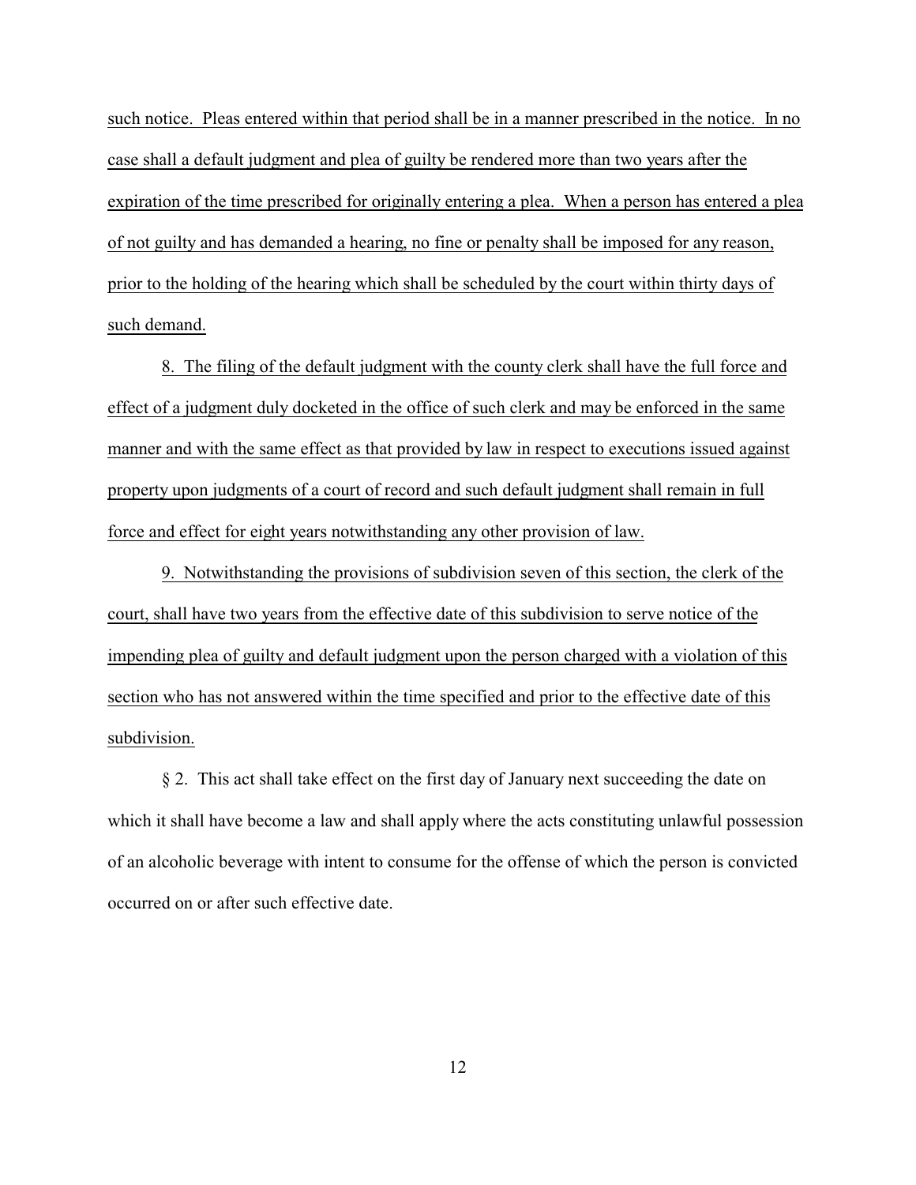such notice. Pleas entered within that period shall be in a manner prescribed in the notice. In no case shall a default judgment and plea of guilty be rendered more than two years after the expiration of the time prescribed for originally entering a plea. When a person has entered a plea of not guilty and has demanded a hearing, no fine or penalty shall be imposed for any reason, prior to the holding of the hearing which shall be scheduled by the court within thirty days of such demand.

8. The filing of the default judgment with the county clerk shall have the full force and effect of a judgment duly docketed in the office of such clerk and may be enforced in the same manner and with the same effect as that provided by law in respect to executions issued against property upon judgments of a court of record and such default judgment shall remain in full force and effect for eight years notwithstanding any other provision of law.

9. Notwithstanding the provisions of subdivision seven of this section, the clerk of the court, shall have two years from the effective date of this subdivision to serve notice of the impending plea of guilty and default judgment upon the person charged with a violation of this section who has not answered within the time specified and prior to the effective date of this subdivision.

§ 2. This act shall take effect on the first day of January next succeeding the date on which it shall have become a law and shall apply where the acts constituting unlawful possession of an alcoholic beverage with intent to consume for the offense of which the person is convicted occurred on or after such effective date.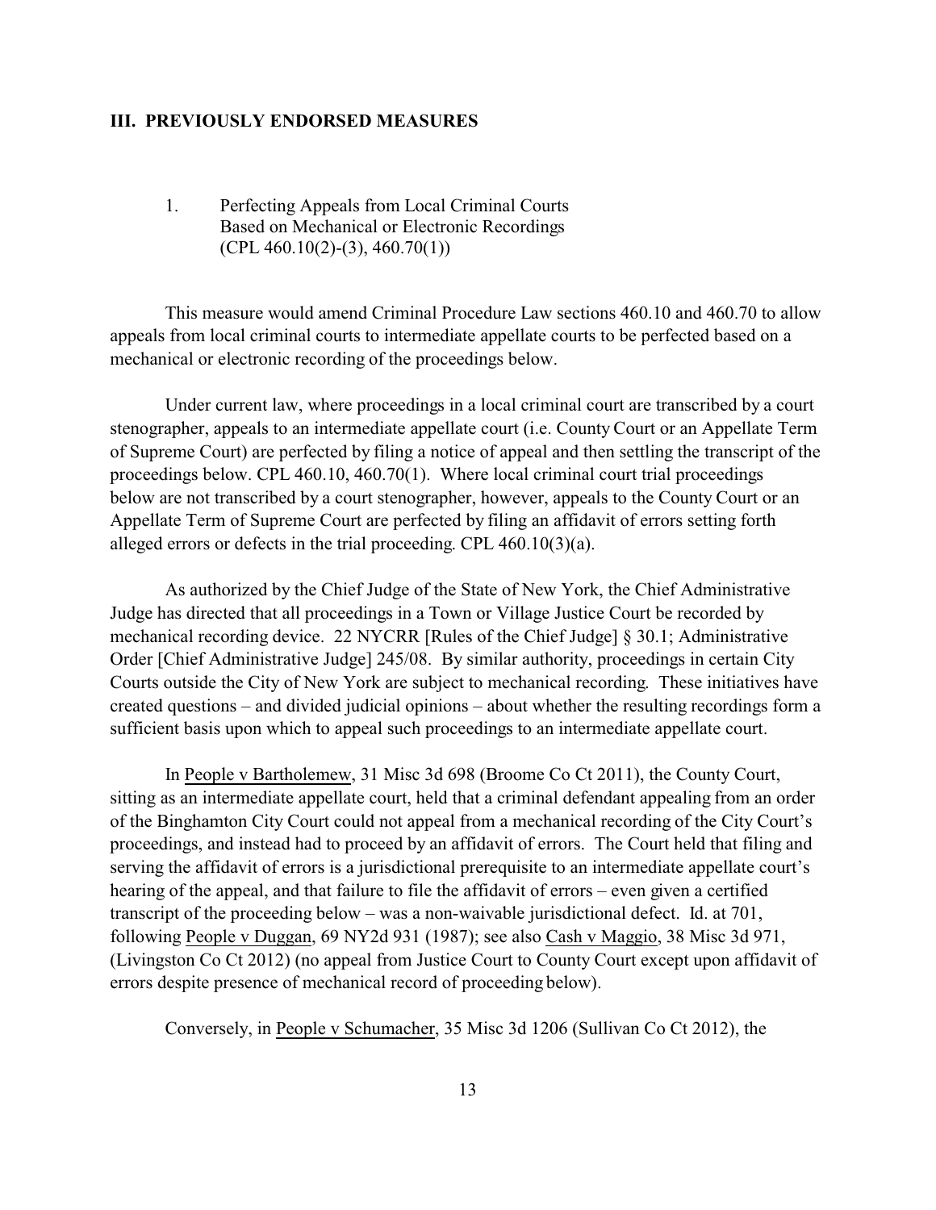## III. PREVIOUSLY ENDORSED MEASURES

### 1. Perfecting Appeals from Local Criminal Courts Based on Mechanical or Electronic Recordings (CPL 460.10(2)-(3), 460.70(1))

This measure would amend Criminal Procedure Law sections 460.10 and 460.70 to allow appeals from local criminal courts to intermediate appellate courts to be perfected based on a mechanical or electronic recording of the proceedings below.

Under current law, where proceedings in a local criminal court are transcribed by a court stenographer, appeals to an intermediate appellate court (i.e. County Court or an Appellate Term of Supreme Court) are perfected by filing a notice of appeal and then settling the transcript of the proceedings below. CPL 460.10, 460.70(1). Where local criminal court trial proceedings below are not transcribed by a court stenographer, however, appeals to the County Court or an Appellate Term of Supreme Court are perfected by filing an affidavit of errors setting forth alleged errors or defects in the trial proceeding. CPL 460.10(3)(a).

As authorized by the Chief Judge of the State of New York, the Chief Administrative Judge has directed that all proceedings in a Town or Village Justice Court be recorded by mechanical recording device. 22 NYCRR [Rules of the Chief Judge] § 30.1; Administrative Order [Chief Administrative Judge] 245/08. By similar authority, proceedings in certain City Courts outside the City of New York are subject to mechanical recording. These initiatives have created questions – and divided judicial opinions – about whether the resulting recordings form a sufficient basis upon which to appeal such proceedings to an intermediate appellate court.

In People v Bartholemew, 31 Misc 3d 698 (Broome Co Ct 2011), the County Court, sitting as an intermediate appellate court, held that a criminal defendant appealing from an order of the Binghamton City Court could not appeal from a mechanical recording of the City Court's proceedings, and instead had to proceed by an affidavit of errors. The Court held that filing and serving the affidavit of errors is a jurisdictional prerequisite to an intermediate appellate court's hearing of the appeal, and that failure to file the affidavit of errors – even given a certified transcript of the proceeding below – was a non-waivable jurisdictional defect. Id. at 701, following People v Duggan, 69 NY2d 931 (1987); see also Cash v Maggio, 38 Misc 3d 971, (Livingston Co Ct 2012) (no appeal from Justice Court to County Court except upon affidavit of errors despite presence of mechanical record of proceeding below).

Conversely, in People v Schumacher, 35 Misc 3d 1206 (Sullivan Co Ct 2012), the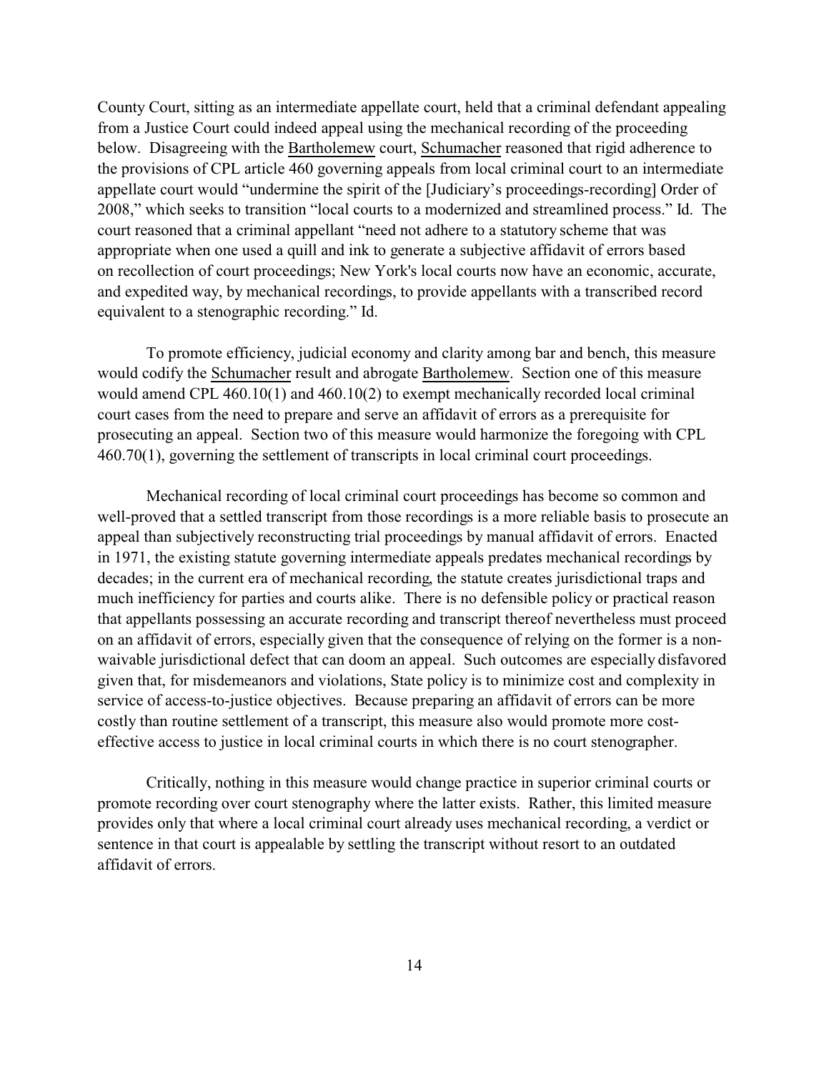County Court, sitting as an intermediate appellate court, held that a criminal defendant appealing from a Justice Court could indeed appeal using the mechanical recording of the proceeding below. Disagreeing with the Bartholemew court, Schumacher reasoned that rigid adherence to the provisions of CPL article 460 governing appeals from local criminal court to an intermediate appellate court would "undermine the spirit of the [Judiciary's proceedings-recording] Order of 2008," which seeks to transition "local courts to a modernized and streamlined process." Id. The court reasoned that a criminal appellant "need not adhere to a statutory scheme that was appropriate when one used a quill and ink to generate a subjective affidavit of errors based on recollection of court proceedings; New York's local courts now have an economic, accurate, and expedited way, by mechanical recordings, to provide appellants with a transcribed record equivalent to a stenographic recording." Id.

To promote efficiency, judicial economy and clarity among bar and bench, this measure would codify the Schumacher result and abrogate Bartholemew. Section one of this measure would amend CPL 460.10(1) and 460.10(2) to exempt mechanically recorded local criminal court cases from the need to prepare and serve an affidavit of errors as a prerequisite for prosecuting an appeal. Section two of this measure would harmonize the foregoing with CPL 460.70(1), governing the settlement of transcripts in local criminal court proceedings.

Mechanical recording of local criminal court proceedings has become so common and well-proved that a settled transcript from those recordings is a more reliable basis to prosecute an appeal than subjectively reconstructing trial proceedings by manual affidavit of errors. Enacted in 1971, the existing statute governing intermediate appeals predates mechanical recordings by decades; in the current era of mechanical recording, the statute creates jurisdictional traps and much inefficiency for parties and courts alike. There is no defensible policy or practical reason that appellants possessing an accurate recording and transcript thereof nevertheless must proceed on an affidavit of errors, especially given that the consequence of relying on the former is a non-waivable jurisdictional defect that can doom an appeal. Such outcomes are especially disfavored given that, for misdemeanors and violations, State policy is to minimize cost and complexity in service of access-to-justice objectives. Because preparing an affidavit of errors can be more costly than routine settlement of a transcript, this measure also would promote more cost-effective access to justice in local criminal courts in which there is no court stenographer.

Critically, nothing in this measure would change practice in superior criminal courts or promote recording over court stenography where the latter exists. Rather, this limited measure provides only that where a local criminal court already uses mechanical recording, a verdict or sentence in that court is appealable by settling the transcript without resort to an outdated affidavit of errors.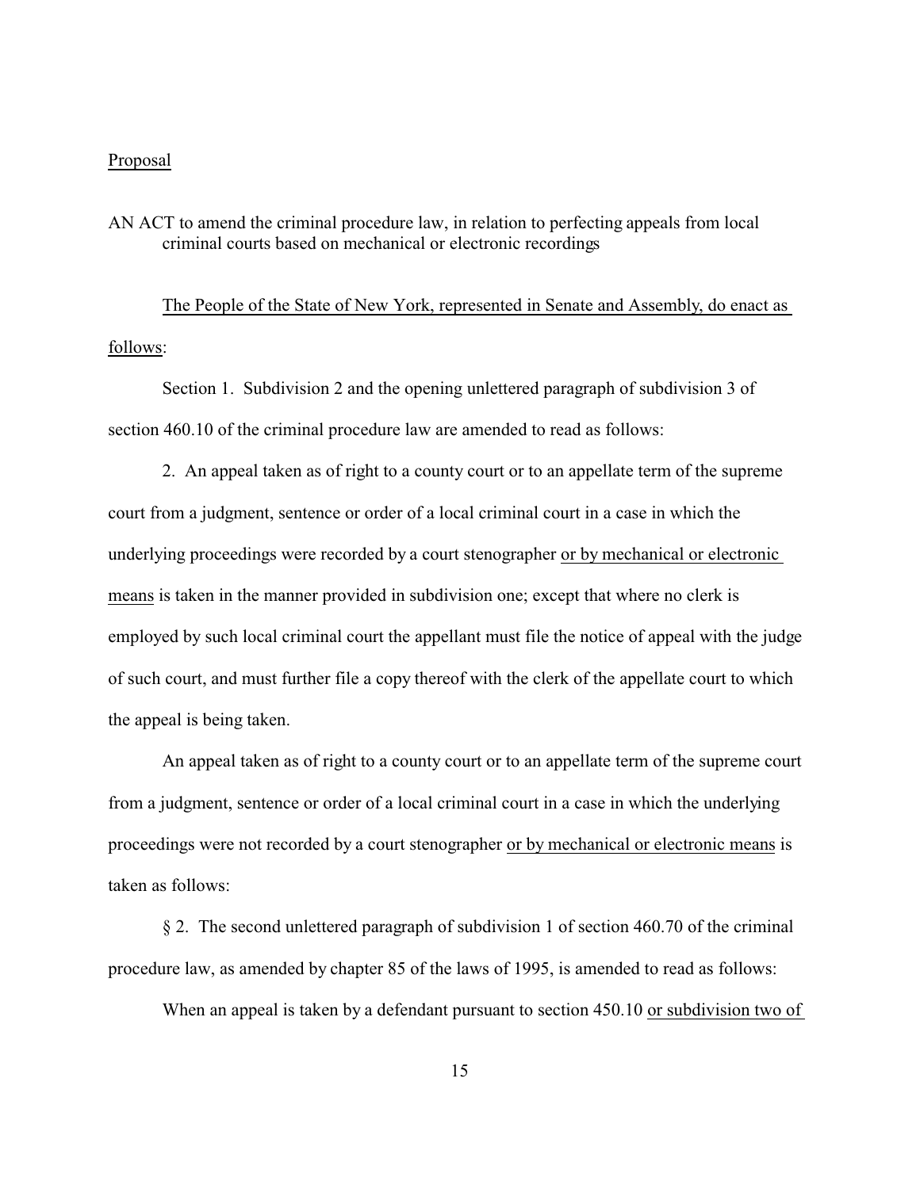Proposal

AN ACT to amend the criminal procedure law, in relation to perfecting appeals from local criminal courts based on mechanical or electronic recordings

The People of the State of New York, represented in Senate and Assembly, do enact as follows:

Section 1. Subdivision 2 and the opening unlettered paragraph of subdivision 3 of section 460.10 of the criminal procedure law are amended to read as follows:

2. An appeal taken as of right to a county court or to an appellate term of the supreme court from a judgment, sentence or order of a local criminal court in a case in which the underlying proceedings were recorded by a court stenographer or by mechanical or electronic means is taken in the manner provided in subdivision one; except that where no clerk is employed by such local criminal court the appellant must file the notice of appeal with the judge of such court, and must further file a copy thereof with the clerk of the appellate court to which the appeal is being taken.

An appeal taken as of right to a county court or to an appellate term of the supreme court from a judgment, sentence or order of a local criminal court in a case in which the underlying proceedings were not recorded by a court stenographer or by mechanical or electronic means is taken as follows:

§ 2. The second unlettered paragraph of subdivision 1 of section 460.70 of the criminal procedure law, as amended by chapter 85 of the laws of 1995, is amended to read as follows:

When an appeal is taken by a defendant pursuant to section 450.10 or subdivision two of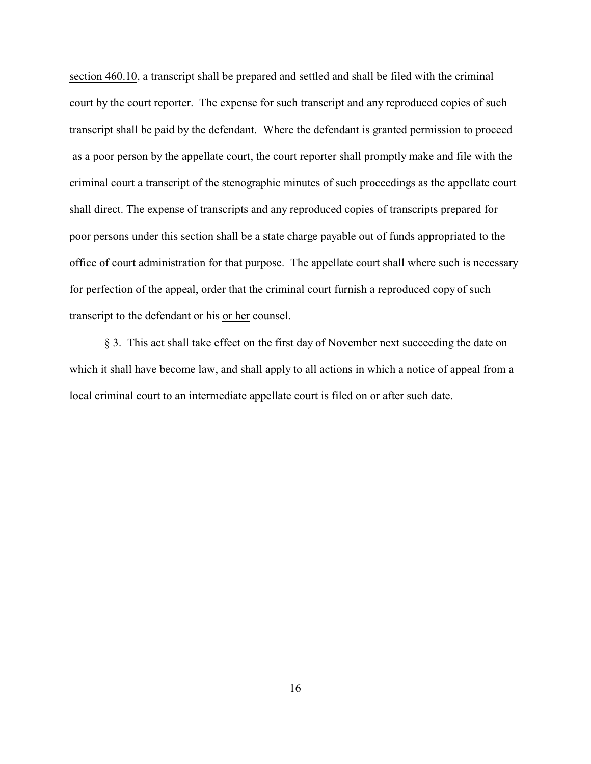section 460.10, a transcript shall be prepared and settled and shall be filed with the criminal court by the court reporter. The expense for such transcript and any reproduced copies of such transcript shall be paid by the defendant. Where the defendant is granted permission to proceed as a poor person by the appellate court, the court reporter shall promptly make and file with the criminal court a transcript of the stenographic minutes of such proceedings as the appellate court shall direct. The expense of transcripts and any reproduced copies of transcripts prepared for poor persons under this section shall be a state charge payable out of funds appropriated to the office of court administration for that purpose. The appellate court shall where such is necessary for perfection of the appeal, order that the criminal court furnish a reproduced copy of such transcript to the defendant or his or her counsel.

§ 3. This act shall take effect on the first day of November next succeeding the date on which it shall have become law, and shall apply to all actions in which a notice of appeal from a local criminal court to an intermediate appellate court is filed on or after such date.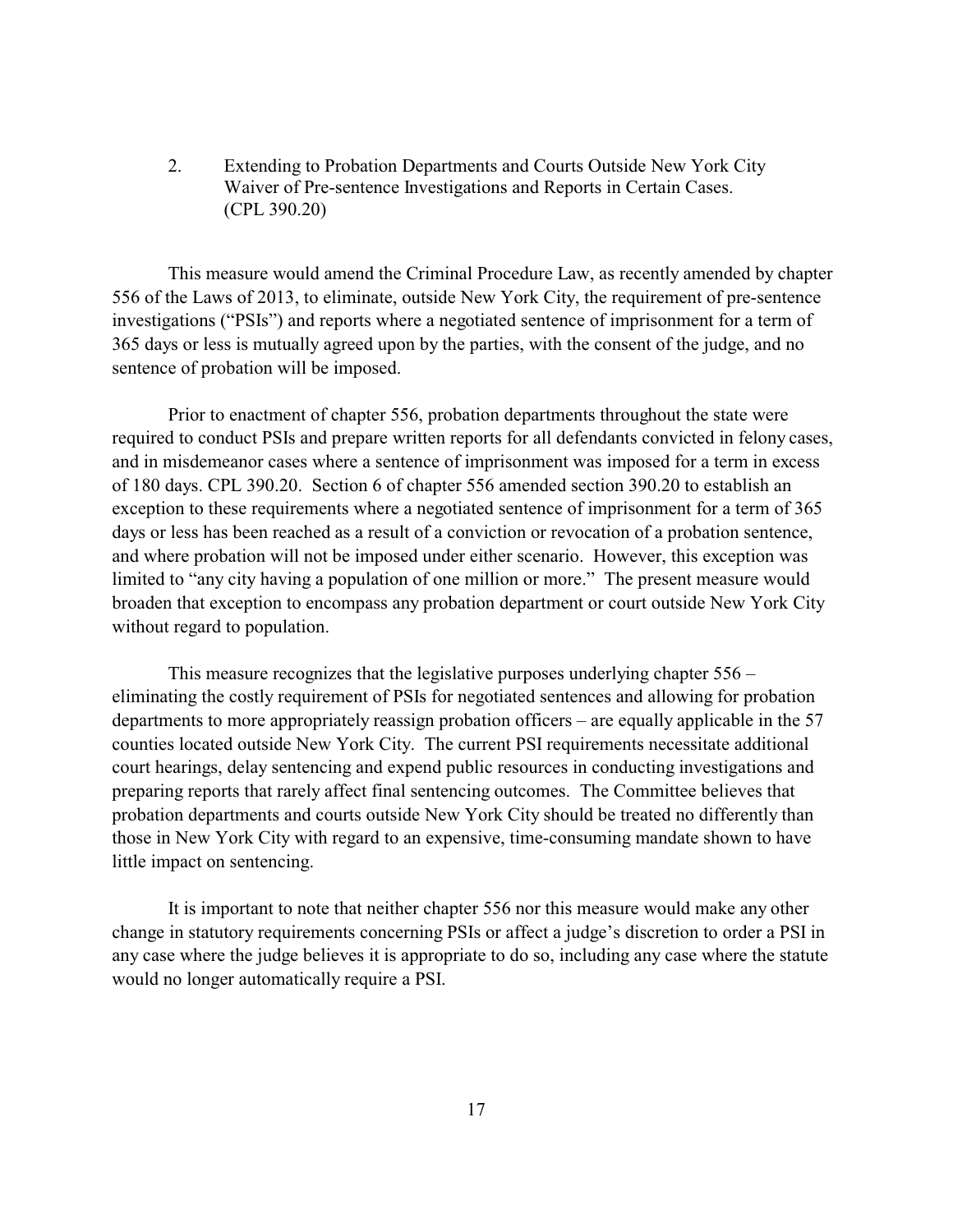2. Extending to Probation Departments and Courts Outside New York City Waiver of Pre-sentence Investigations and Reports in Certain Cases. (CPL 390.20)

This measure would amend the Criminal Procedure Law, as recently amended by chapter 556 of the Laws of 2013, to eliminate, outside New York City, the requirement of pre-sentence investigations ("PSIs") and reports where a negotiated sentence of imprisonment for a term of 365 days or less is mutually agreed upon by the parties, with the consent of the judge, and no sentence of probation will be imposed.

Prior to enactment of chapter 556, probation departments throughout the state were required to conduct PSIs and prepare written reports for all defendants convicted in felony cases, and in misdemeanor cases where a sentence of imprisonment was imposed for a term in excess of 180 days. CPL 390.20. Section 6 of chapter 556 amended section 390.20 to establish an exception to these requirements where a negotiated sentence of imprisonment for a term of 365 days or less has been reached as a result of a conviction or revocation of a probation sentence, and where probation will not be imposed under either scenario. However, this exception was limited to "any city having a population of one million or more." The present measure would broaden that exception to encompass any probation department or court outside New York City without regard to population.

This measure recognizes that the legislative purposes underlying chapter 556 – eliminating the costly requirement of PSIs for negotiated sentences and allowing for probation departments to more appropriately reassign probation officers – are equally applicable in the 57 counties located outside New York City. The current PSI requirements necessitate additional court hearings, delay sentencing and expend public resources in conducting investigations and preparing reports that rarely affect final sentencing outcomes. The Committee believes that probation departments and courts outside New York City should be treated no differently than those in New York City with regard to an expensive, time-consuming mandate shown to have little impact on sentencing.

It is important to note that neither chapter 556 nor this measure would make any other change in statutory requirements concerning PSIs or affect a judge's discretion to order a PSI in any case where the judge believes it is appropriate to do so, including any case where the statute would no longer automatically require a PSI.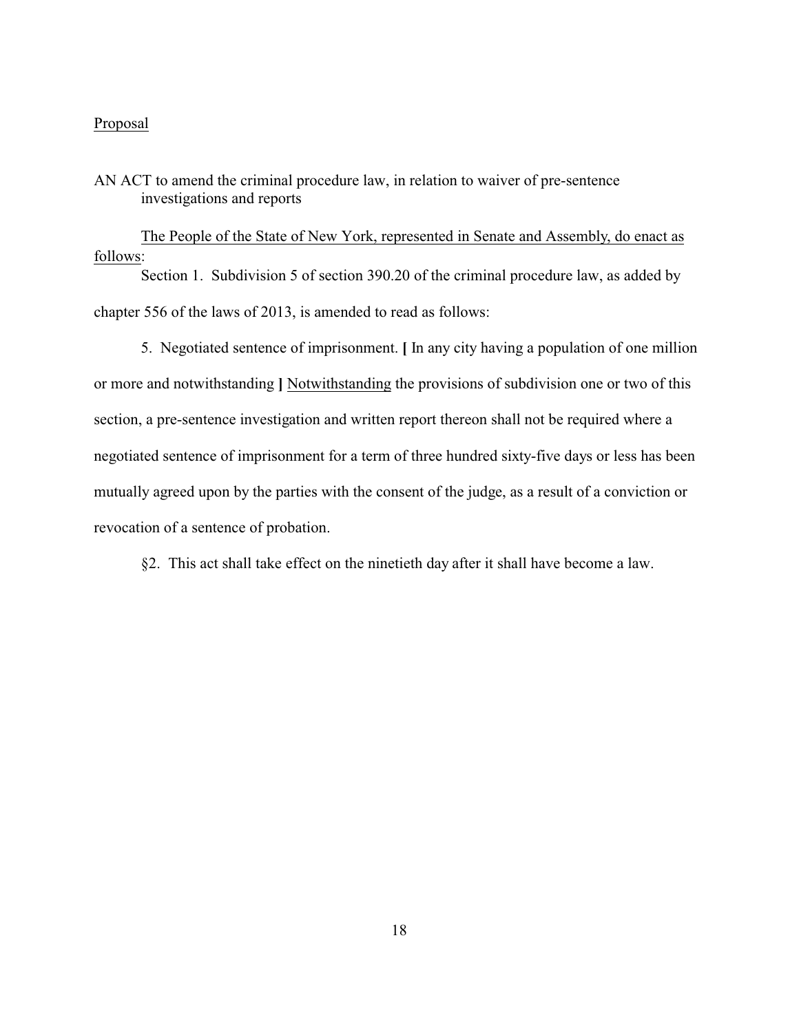Proposal

AN ACT to amend the criminal procedure law, in relation to waiver of pre-sentence investigations and reports

The People of the State of New York, represented in Senate and Assembly, do enact as follows:

Section 1. Subdivision 5 of section 390.20 of the criminal procedure law, as added by chapter 556 of the laws of 2013, is amended to read as follows:

5. Negotiated sentence of imprisonment. **[** In any city having a population of one million or more and notwithstanding **]** Notwithstanding the provisions of subdivision one or two of this section, a pre-sentence investigation and written report thereon shall not be required where a negotiated sentence of imprisonment for a term of three hundred sixty-five days or less has been mutually agreed upon by the parties with the consent of the judge, as a result of a conviction or revocation of a sentence of probation.

§2. This act shall take effect on the ninetieth day after it shall have become a law.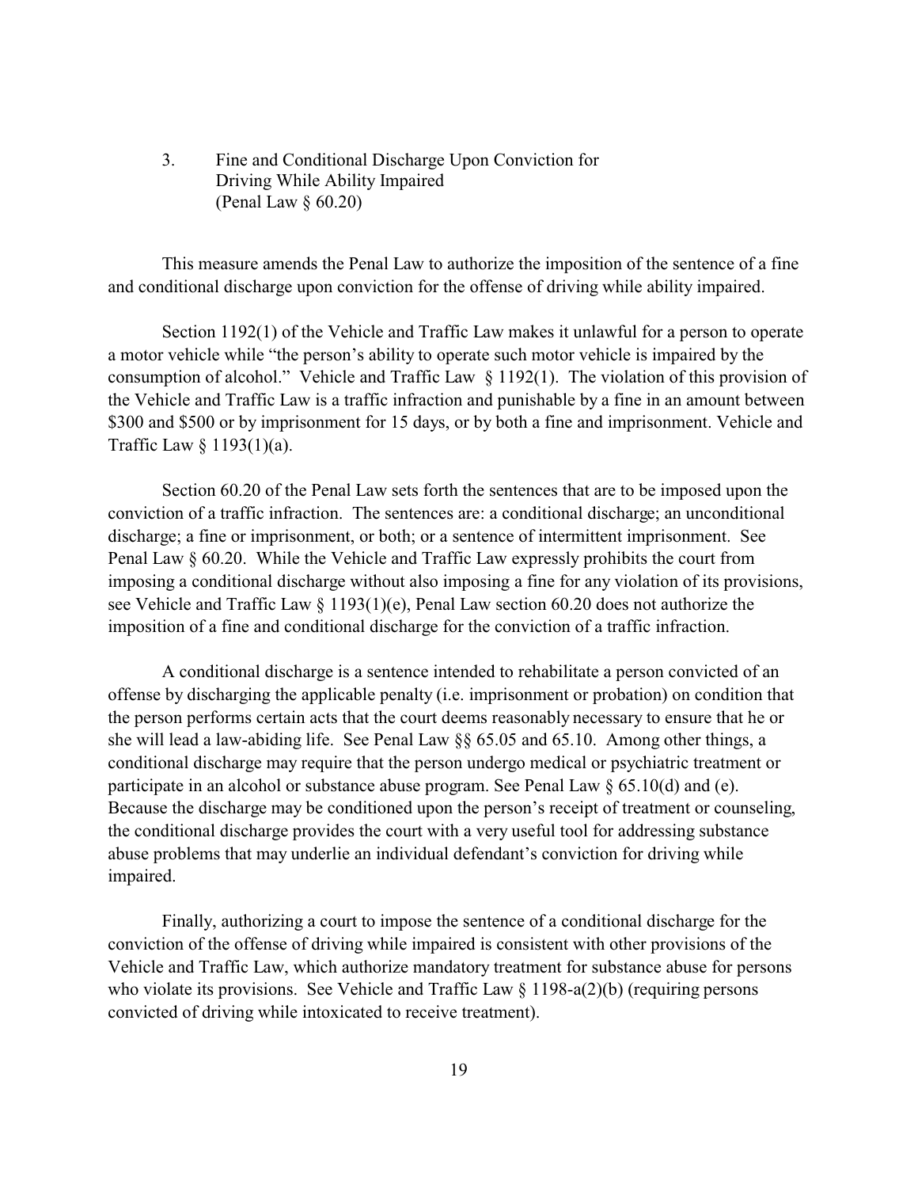### 3. Fine and Conditional Discharge Upon Conviction for Driving While Ability Impaired (Penal Law § 60.20)

This measure amends the Penal Law to authorize the imposition of the sentence of a fine and conditional discharge upon conviction for the offense of driving while ability impaired.

Section 1192(1) of the Vehicle and Traffic Law makes it unlawful for a person to operate a motor vehicle while "the person's ability to operate such motor vehicle is impaired by the consumption of alcohol." Vehicle and Traffic Law § 1192(1). The violation of this provision of the Vehicle and Traffic Law is a traffic infraction and punishable by a fine in an amount between $300 and $500 or by imprisonment for 15 days, or by both a fine and imprisonment. Vehicle and Traffic Law § 1193(1)(a).

Section 60.20 of the Penal Law sets forth the sentences that are to be imposed upon the conviction of a traffic infraction. The sentences are: a conditional discharge; an unconditional discharge; a fine or imprisonment, or both; or a sentence of intermittent imprisonment. See Penal Law § 60.20. While the Vehicle and Traffic Law expressly prohibits the court from imposing a conditional discharge without also imposing a fine for any violation of its provisions, see Vehicle and Traffic Law § 1193(1)(e), Penal Law section 60.20 does not authorize the imposition of a fine and conditional discharge for the conviction of a traffic infraction.

A conditional discharge is a sentence intended to rehabilitate a person convicted of an offense by discharging the applicable penalty (i.e. imprisonment or probation) on condition that the person performs certain acts that the court deems reasonably necessary to ensure that he or she will lead a law-abiding life. See Penal Law §§ 65.05 and 65.10. Among other things, a conditional discharge may require that the person undergo medical or psychiatric treatment or participate in an alcohol or substance abuse program. See Penal Law § 65.10(d) and (e). Because the discharge may be conditioned upon the person's receipt of treatment or counseling, the conditional discharge provides the court with a very useful tool for addressing substance abuse problems that may underlie an individual defendant's conviction for driving while impaired.

Finally, authorizing a court to impose the sentence of a conditional discharge for the conviction of the offense of driving while impaired is consistent with other provisions of the Vehicle and Traffic Law, which authorize mandatory treatment for substance abuse for persons who violate its provisions. See Vehicle and Traffic Law § 1198-a(2)(b) (requiring persons convicted of driving while intoxicated to receive treatment).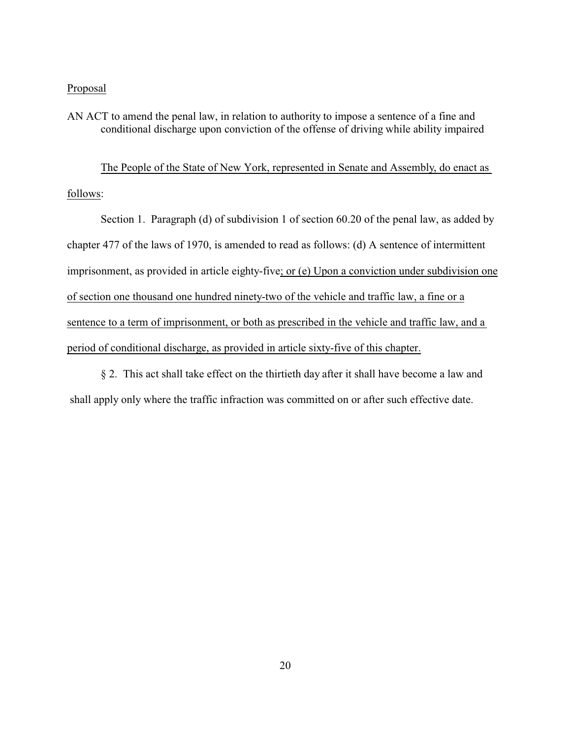Proposal

AN ACT to amend the penal law, in relation to authority to impose a sentence of a fine and conditional discharge upon conviction of the offense of driving while ability impaired

The People of the State of New York, represented in Senate and Assembly, do enact as follows:

Section 1. Paragraph (d) of subdivision 1 of section 60.20 of the penal law, as added by chapter 477 of the laws of 1970, is amended to read as follows: (d) A sentence of intermittent imprisonment, as provided in article eighty-five; or (e) Upon a conviction under subdivision one of section one thousand one hundred ninety-two of the vehicle and traffic law, a fine or a sentence to a term of imprisonment, or both as prescribed in the vehicle and traffic law, and a period of conditional discharge, as provided in article sixty-five of this chapter.

§ 2. This act shall take effect on the thirtieth day after it shall have become a law and shall apply only where the traffic infraction was committed on or after such effective date.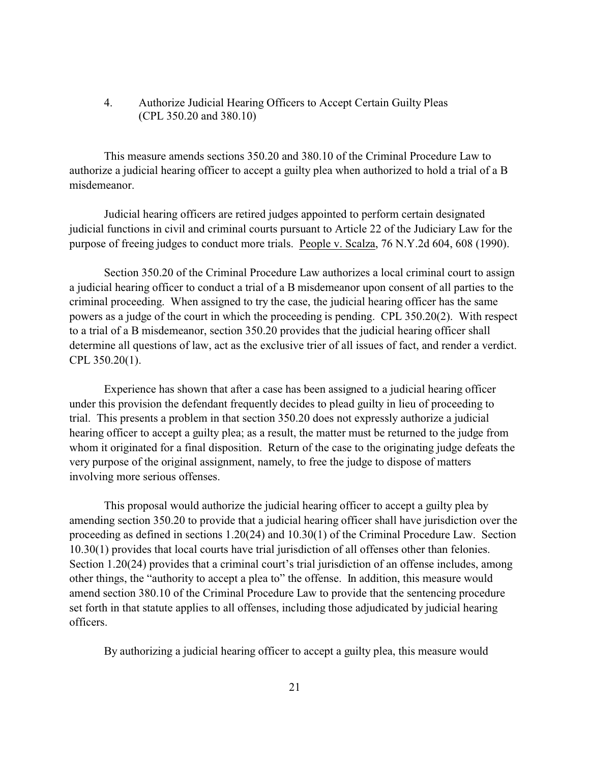## 4. Authorize Judicial Hearing Officers to Accept Certain Guilty Pleas (CPL 350.20 and 380.10)

This measure amends sections 350.20 and 380.10 of the Criminal Procedure Law to authorize a judicial hearing officer to accept a guilty plea when authorized to hold a trial of a B misdemeanor.

Judicial hearing officers are retired judges appointed to perform certain designated judicial functions in civil and criminal courts pursuant to Article 22 of the Judiciary Law for the purpose of freeing judges to conduct more trials. People v. Scalza, 76 N.Y.2d 604, 608 (1990).

Section 350.20 of the Criminal Procedure Law authorizes a local criminal court to assign a judicial hearing officer to conduct a trial of a B misdemeanor upon consent of all parties to the criminal proceeding. When assigned to try the case, the judicial hearing officer has the same powers as a judge of the court in which the proceeding is pending. CPL 350.20(2). With respect to a trial of a B misdemeanor, section 350.20 provides that the judicial hearing officer shall determine all questions of law, act as the exclusive trier of all issues of fact, and render a verdict. CPL 350.20(1).

Experience has shown that after a case has been assigned to a judicial hearing officer under this provision the defendant frequently decides to plead guilty in lieu of proceeding to trial. This presents a problem in that section 350.20 does not expressly authorize a judicial hearing officer to accept a guilty plea; as a result, the matter must be returned to the judge from whom it originated for a final disposition. Return of the case to the originating judge defeats the very purpose of the original assignment, namely, to free the judge to dispose of matters involving more serious offenses.

This proposal would authorize the judicial hearing officer to accept a guilty plea by amending section 350.20 to provide that a judicial hearing officer shall have jurisdiction over the proceeding as defined in sections 1.20(24) and 10.30(1) of the Criminal Procedure Law. Section 10.30(1) provides that local courts have trial jurisdiction of all offenses other than felonies. Section 1.20(24) provides that a criminal court's trial jurisdiction of an offense includes, among other things, the "authority to accept a plea to" the offense. In addition, this measure would amend section 380.10 of the Criminal Procedure Law to provide that the sentencing procedure set forth in that statute applies to all offenses, including those adjudicated by judicial hearing officers.

By authorizing a judicial hearing officer to accept a guilty plea, this measure would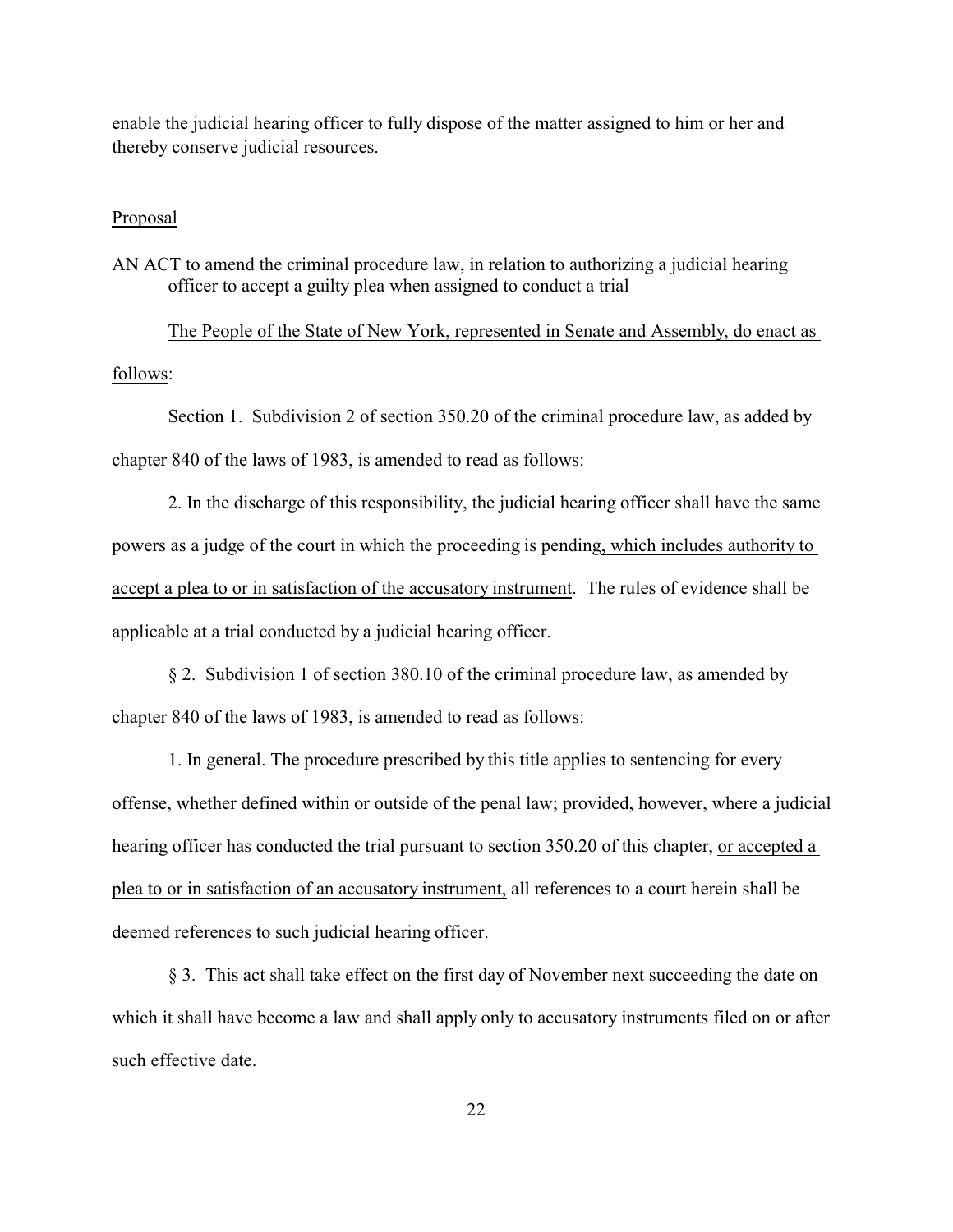enable the judicial hearing officer to fully dispose of the matter assigned to him or her and thereby conserve judicial resources.

Proposal

AN ACT to amend the criminal procedure law, in relation to authorizing a judicial hearing officer to accept a guilty plea when assigned to conduct a trial

The People of the State of New York, represented in Senate and Assembly, do enact as follows:

Section 1. Subdivision 2 of section 350.20 of the criminal procedure law, as added by chapter 840 of the laws of 1983, is amended to read as follows:

2. In the discharge of this responsibility, the judicial hearing officer shall have the same powers as a judge of the court in which the proceeding is pending, which includes authority to accept a plea to or in satisfaction of the accusatory instrument. The rules of evidence shall be applicable at a trial conducted by a judicial hearing officer.

§ 2. Subdivision 1 of section 380.10 of the criminal procedure law, as amended by chapter 840 of the laws of 1983, is amended to read as follows:

1. In general. The procedure prescribed by this title applies to sentencing for every offense, whether defined within or outside of the penal law; provided, however, where a judicial hearing officer has conducted the trial pursuant to section 350.20 of this chapter, or accepted a plea to or in satisfaction of an accusatory instrument, all references to a court herein shall be deemed references to such judicial hearing officer.

§ 3. This act shall take effect on the first day of November next succeeding the date on which it shall have become a law and shall apply only to accusatory instruments filed on or after such effective date.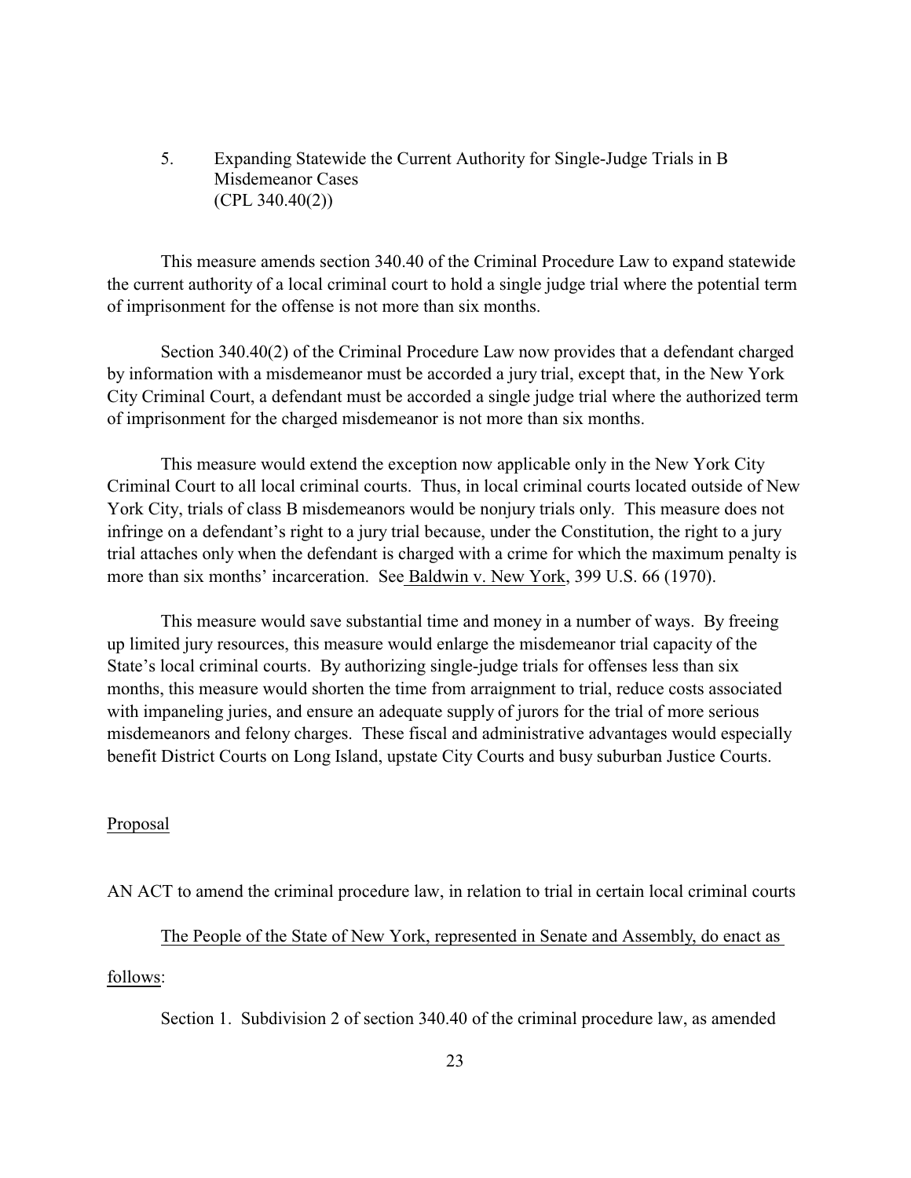5. Expanding Statewide the Current Authority for Single-Judge Trials in B Misdemeanor Cases (CPL 340.40(2))

This measure amends section 340.40 of the Criminal Procedure Law to expand statewide the current authority of a local criminal court to hold a single judge trial where the potential term of imprisonment for the offense is not more than six months.

Section 340.40(2) of the Criminal Procedure Law now provides that a defendant charged by information with a misdemeanor must be accorded a jury trial, except that, in the New York City Criminal Court, a defendant must be accorded a single judge trial where the authorized term of imprisonment for the charged misdemeanor is not more than six months.

This measure would extend the exception now applicable only in the New York City Criminal Court to all local criminal courts. Thus, in local criminal courts located outside of New York City, trials of class B misdemeanors would be nonjury trials only. This measure does not infringe on a defendant's right to a jury trial because, under the Constitution, the right to a jury trial attaches only when the defendant is charged with a crime for which the maximum penalty is more than six months' incarceration. See Baldwin v. New York, 399 U.S. 66 (1970).

This measure would save substantial time and money in a number of ways. By freeing up limited jury resources, this measure would enlarge the misdemeanor trial capacity of the State's local criminal courts. By authorizing single-judge trials for offenses less than six months, this measure would shorten the time from arraignment to trial, reduce costs associated with impaneling juries, and ensure an adequate supply of jurors for the trial of more serious misdemeanors and felony charges. These fiscal and administrative advantages would especially benefit District Courts on Long Island, upstate City Courts and busy suburban Justice Courts.

Proposal

AN ACT to amend the criminal procedure law, in relation to trial in certain local criminal courts

The People of the State of New York, represented in Senate and Assembly, do enact as follows:

Section 1. Subdivision 2 of section 340.40 of the criminal procedure law, as amended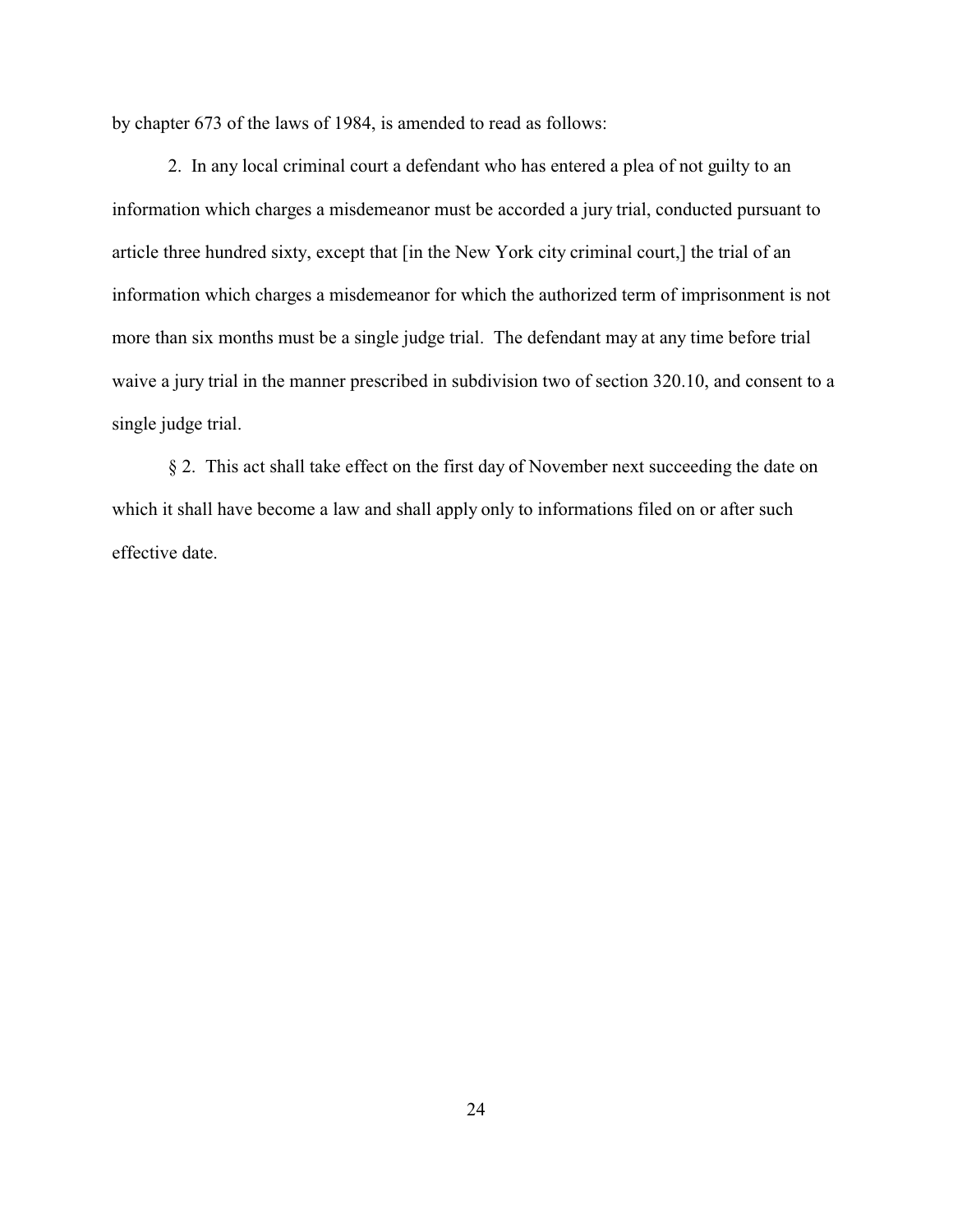by chapter 673 of the laws of 1984, is amended to read as follows:

2. In any local criminal court a defendant who has entered a plea of not guilty to an information which charges a misdemeanor must be accorded a jury trial, conducted pursuant to article three hundred sixty, except that [in the New York city criminal court,] the trial of an information which charges a misdemeanor for which the authorized term of imprisonment is not more than six months must be a single judge trial. The defendant may at any time before trial waive a jury trial in the manner prescribed in subdivision two of section 320.10, and consent to a single judge trial.

§ 2. This act shall take effect on the first day of November next succeeding the date on which it shall have become a law and shall apply only to informations filed on or after such effective date.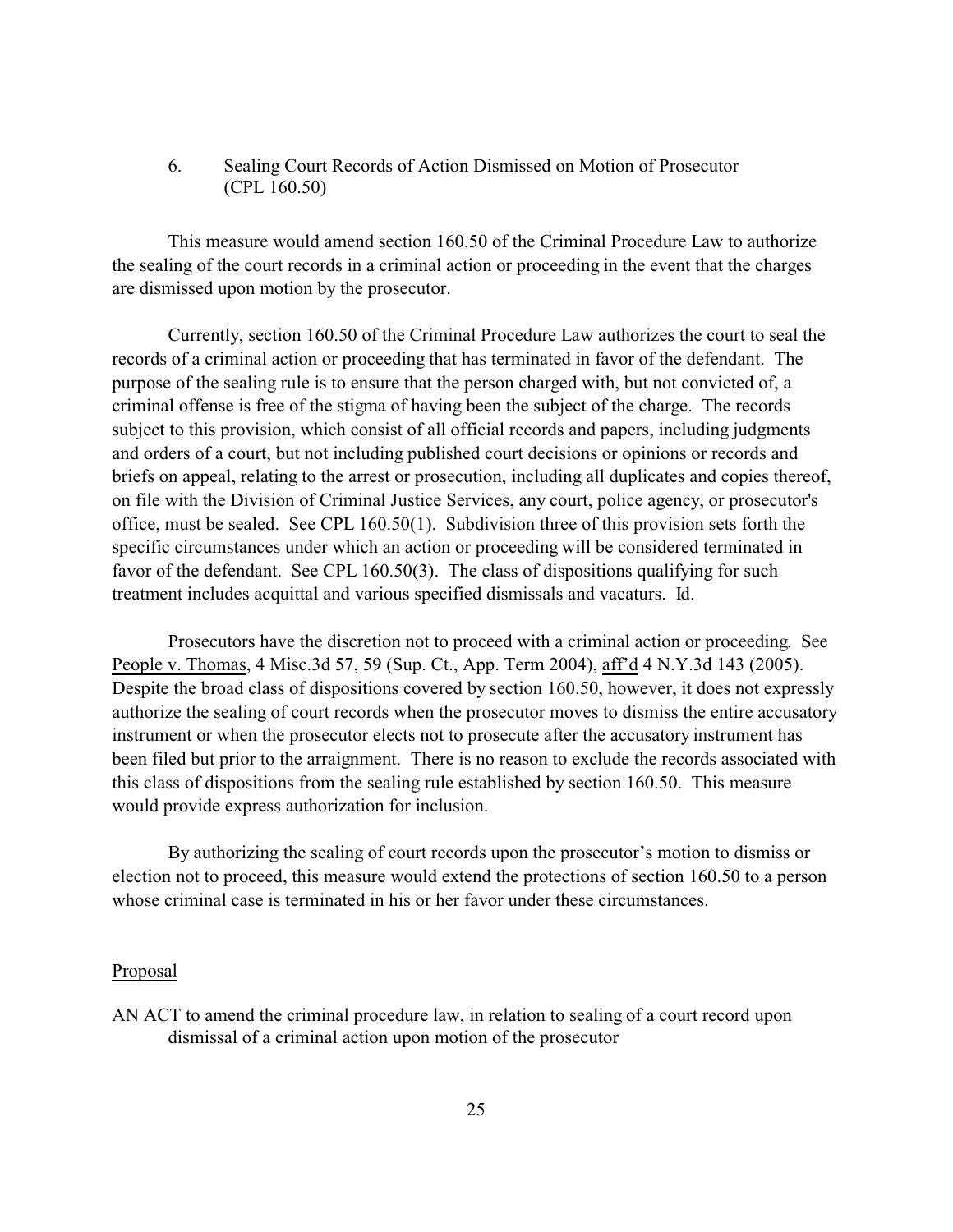### 6. Sealing Court Records of Action Dismissed on Motion of Prosecutor (CPL 160.50)

This measure would amend section 160.50 of the Criminal Procedure Law to authorize the sealing of the court records in a criminal action or proceeding in the event that the charges are dismissed upon motion by the prosecutor.

Currently, section 160.50 of the Criminal Procedure Law authorizes the court to seal the records of a criminal action or proceeding that has terminated in favor of the defendant. The purpose of the sealing rule is to ensure that the person charged with, but not convicted of, a criminal offense is free of the stigma of having been the subject of the charge. The records subject to this provision, which consist of all official records and papers, including judgments and orders of a court, but not including published court decisions or opinions or records and briefs on appeal, relating to the arrest or prosecution, including all duplicates and copies thereof, on file with the Division of Criminal Justice Services, any court, police agency, or prosecutor's office, must be sealed. See CPL 160.50(1). Subdivision three of this provision sets forth the specific circumstances under which an action or proceeding will be considered terminated in favor of the defendant. See CPL 160.50(3). The class of dispositions qualifying for such treatment includes acquittal and various specified dismissals and vacaturs. Id.

Prosecutors have the discretion not to proceed with a criminal action or proceeding. See People v. Thomas, 4 Misc.3d 57, 59 (Sup. Ct., App. Term 2004), aff'd 4 N.Y.3d 143 (2005). Despite the broad class of dispositions covered by section 160.50, however, it does not expressly authorize the sealing of court records when the prosecutor moves to dismiss the entire accusatory instrument or when the prosecutor elects not to prosecute after the accusatory instrument has been filed but prior to the arraignment. There is no reason to exclude the records associated with this class of dispositions from the sealing rule established by section 160.50. This measure would provide express authorization for inclusion.

By authorizing the sealing of court records upon the prosecutor's motion to dismiss or election not to proceed, this measure would extend the protections of section 160.50 to a person whose criminal case is terminated in his or her favor under these circumstances.

Proposal

AN ACT to amend the criminal procedure law, in relation to sealing of a court record upon dismissal of a criminal action upon motion of the prosecutor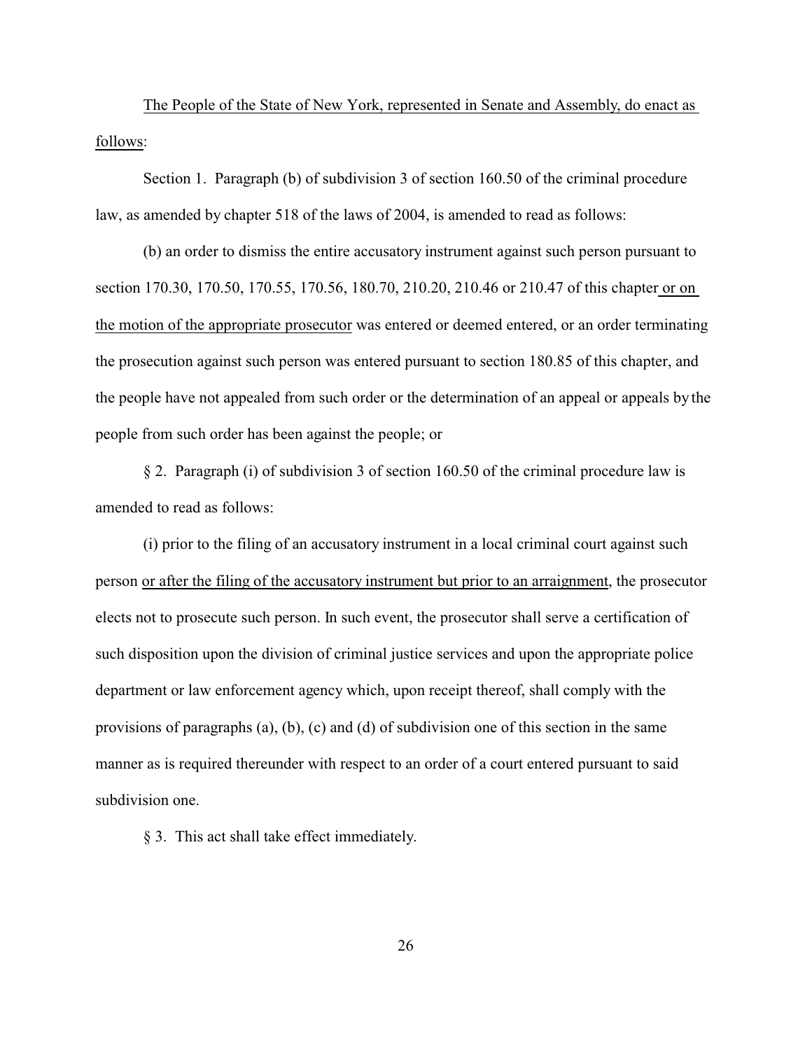<u>The People of the State of New York, represented in Senate and Assembly, do enact as follows</u>:

Section 1. Paragraph (b) of subdivision 3 of section 160.50 of the criminal procedure law, as amended by chapter 518 of the laws of 2004, is amended to read as follows:

(b) an order to dismiss the entire accusatory instrument against such person pursuant to section 170.30, 170.50, 170.55, 170.56, 180.70, 210.20, 210.46 or 210.47 of this chapter <u>or on the motion of the appropriate prosecutor</u> was entered or deemed entered, or an order terminating the prosecution against such person was entered pursuant to section 180.85 of this chapter, and the people have not appealed from such order or the determination of an appeal or appeals by the people from such order has been against the people; or

§ 2. Paragraph (i) of subdivision 3 of section 160.50 of the criminal procedure law is amended to read as follows:

(i) prior to the filing of an accusatory instrument in a local criminal court against such person <u>or after the filing of the accusatory instrument but prior to an arraignment</u>, the prosecutor elects not to prosecute such person. In such event, the prosecutor shall serve a certification of such disposition upon the division of criminal justice services and upon the appropriate police department or law enforcement agency which, upon receipt thereof, shall comply with the provisions of paragraphs (a), (b), (c) and (d) of subdivision one of this section in the same manner as is required thereunder with respect to an order of a court entered pursuant to said subdivision one.

§ 3. This act shall take effect immediately.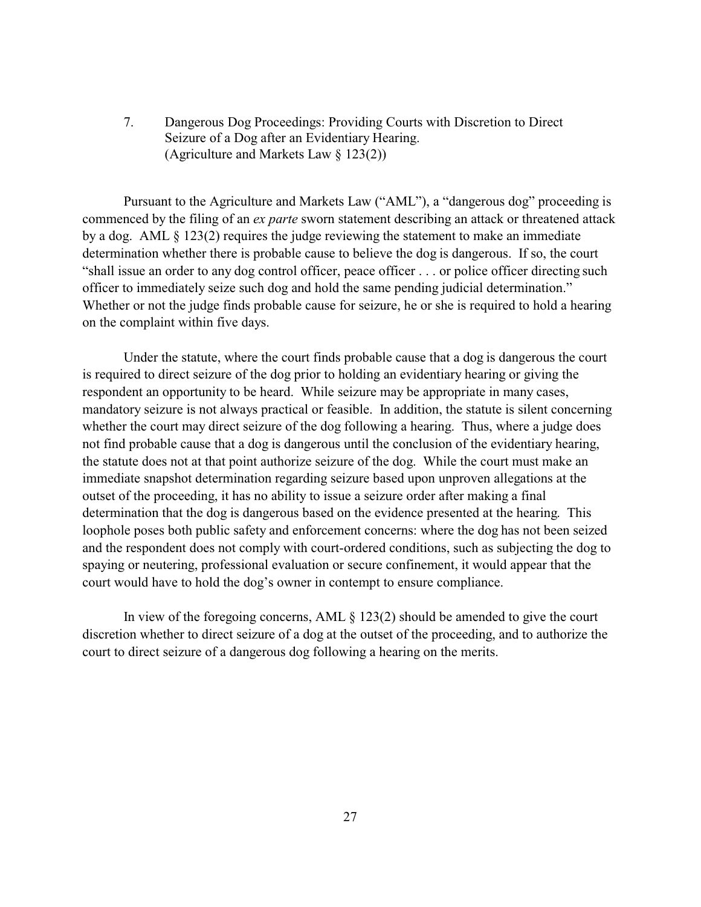7. Dangerous Dog Proceedings: Providing Courts with Discretion to Direct Seizure of a Dog after an Evidentiary Hearing. (Agriculture and Markets Law § 123(2))

Pursuant to the Agriculture and Markets Law ("AML"), a "dangerous dog" proceeding is commenced by the filing of an *ex parte* sworn statement describing an attack or threatened attack by a dog. AML § 123(2) requires the judge reviewing the statement to make an immediate determination whether there is probable cause to believe the dog is dangerous. If so, the court "shall issue an order to any dog control officer, peace officer . . . or police officer directing such officer to immediately seize such dog and hold the same pending judicial determination." Whether or not the judge finds probable cause for seizure, he or she is required to hold a hearing on the complaint within five days.

Under the statute, where the court finds probable cause that a dog is dangerous the court is required to direct seizure of the dog prior to holding an evidentiary hearing or giving the respondent an opportunity to be heard. While seizure may be appropriate in many cases, mandatory seizure is not always practical or feasible. In addition, the statute is silent concerning whether the court may direct seizure of the dog following a hearing. Thus, where a judge does not find probable cause that a dog is dangerous until the conclusion of the evidentiary hearing, the statute does not at that point authorize seizure of the dog. While the court must make an immediate snapshot determination regarding seizure based upon unproven allegations at the outset of the proceeding, it has no ability to issue a seizure order after making a final determination that the dog is dangerous based on the evidence presented at the hearing. This loophole poses both public safety and enforcement concerns: where the dog has not been seized and the respondent does not comply with court-ordered conditions, such as subjecting the dog to spaying or neutering, professional evaluation or secure confinement, it would appear that the court would have to hold the dog's owner in contempt to ensure compliance.

In view of the foregoing concerns, AML § 123(2) should be amended to give the court discretion whether to direct seizure of a dog at the outset of the proceeding, and to authorize the court to direct seizure of a dangerous dog following a hearing on the merits.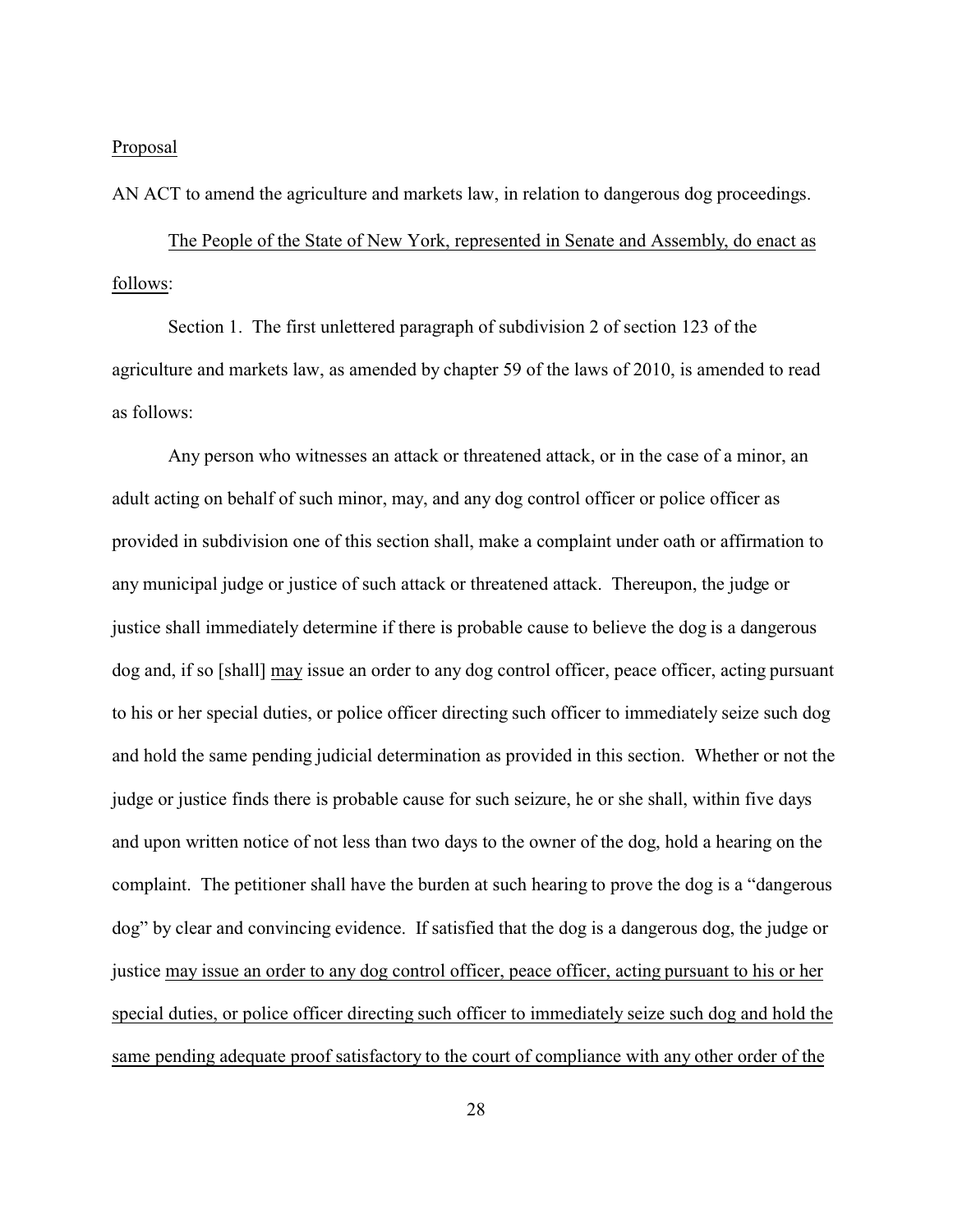<u>Proposal</u>

AN ACT to amend the agriculture and markets law, in relation to dangerous dog proceedings.

<u>The People of the State of New York, represented in Senate and Assembly, do enact as follows</u>:

Section 1. The first unlettered paragraph of subdivision 2 of section 123 of the agriculture and markets law, as amended by chapter 59 of the laws of 2010, is amended to read as follows:

Any person who witnesses an attack or threatened attack, or in the case of a minor, an adult acting on behalf of such minor, may, and any dog control officer or police officer as provided in subdivision one of this section shall, make a complaint under oath or affirmation to any municipal judge or justice of such attack or threatened attack. Thereupon, the judge or justice shall immediately determine if there is probable cause to believe the dog is a dangerous dog and, if so [shall] <u>may</u> issue an order to any dog control officer, peace officer, acting pursuant to his or her special duties, or police officer directing such officer to immediately seize such dog and hold the same pending judicial determination as provided in this section. Whether or not the judge or justice finds there is probable cause for such seizure, he or she shall, within five days and upon written notice of not less than two days to the owner of the dog, hold a hearing on the complaint. The petitioner shall have the burden at such hearing to prove the dog is a "dangerous dog" by clear and convincing evidence. If satisfied that the dog is a dangerous dog, the judge or justice <u>may issue an order to any dog control officer, peace officer, acting pursuant to his or her special duties, or police officer directing such officer to immediately seize such dog and hold the same pending adequate proof satisfactory to the court of compliance with any other order of the</u>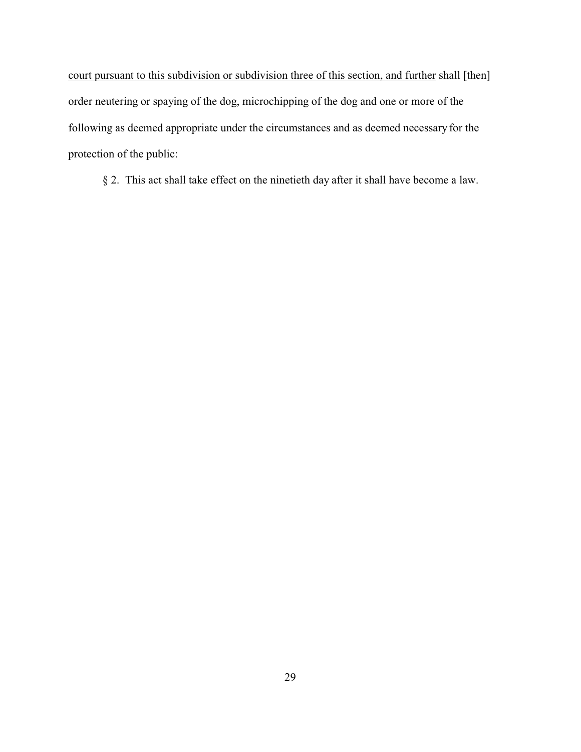<u>court pursuant to this subdivision or subdivision three of this section, and further</u> shall [then] order neutering or spaying of the dog, microchipping of the dog and one or more of the following as deemed appropriate under the circumstances and as deemed necessary for the protection of the public:

§ 2. This act shall take effect on the ninetieth day after it shall have become a law.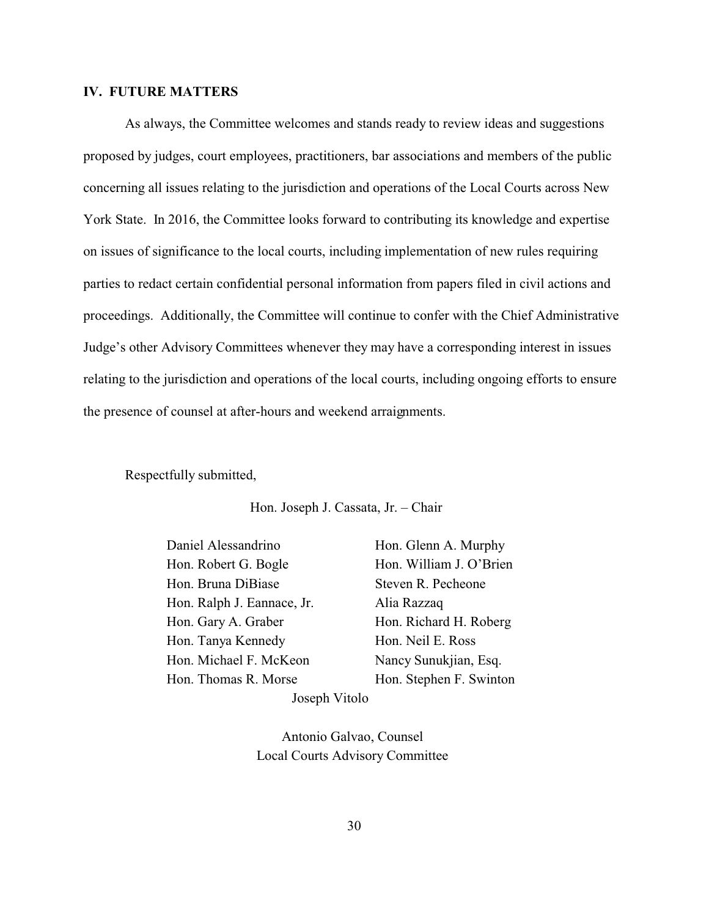## IV. FUTURE MATTERS

As always, the Committee welcomes and stands ready to review ideas and suggestions proposed by judges, court employees, practitioners, bar associations and members of the public concerning all issues relating to the jurisdiction and operations of the Local Courts across New York State. In 2016, the Committee looks forward to contributing its knowledge and expertise on issues of significance to the local courts, including implementation of new rules requiring parties to redact certain confidential personal information from papers filed in civil actions and proceedings. Additionally, the Committee will continue to confer with the Chief Administrative Judge's other Advisory Committees whenever they may have a corresponding interest in issues relating to the jurisdiction and operations of the local courts, including ongoing efforts to ensure the presence of counsel at after-hours and weekend arraignments.

Respectfully submitted,

Hon. Joseph J. Cassata, Jr. – Chair

Daniel Alessandrino
Hon. Robert G. Bogle
Hon. Bruna DiBiase
Hon. Ralph J. Eannace, Jr.
Hon. Gary A. Graber
Hon. Tanya Kennedy
Hon. Michael F. McKeon
Hon. Thomas R. Morse
Hon. Glenn A. Murphy
Hon. William J. O'Brien
Steven R. Pecheone
Alia Razzaq
Hon. Richard H. Roberg
Hon. Neil E. Ross
Nancy Sunukjian, Esq.
Hon. Stephen F. Swinton
Joseph Vitolo

Antonio Galvao, Counsel
Local Courts Advisory Committee